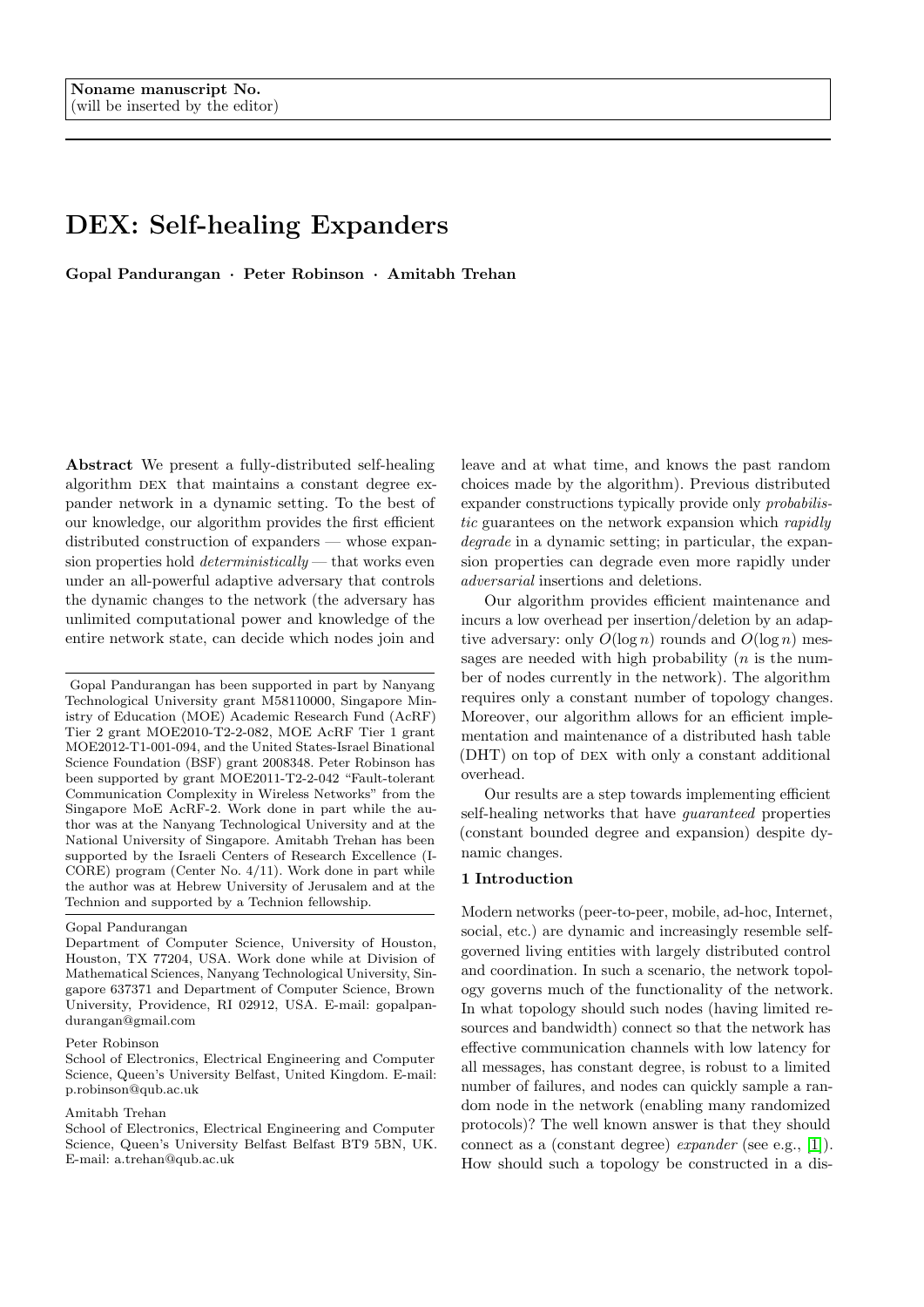Noname manuscript No.
(will be inserted by the editor)

# DEX: Self-healing Expanders

**Gopal Pandurangan · Peter Robinson · Amitabh Trehan**

**Abstract** We present a fully-distributed self-healing algorithm DEX that maintains a constant degree expander network in a dynamic setting. To the best of our knowledge, our algorithm provides the first efficient distributed construction of expanders — whose expansion properties hold *deterministically* — that works even under an all-powerful adaptive adversary that controls the dynamic changes to the network (the adversary has unlimited computational power and knowledge of the entire network state, can decide which nodes join and leave and at what time, and knows the past random choices made by the algorithm). Previous distributed expander constructions typically provide only *probabilistic* guarantees on the network expansion which *rapidly degrade* in a dynamic setting; in particular, the expansion properties can degrade even more rapidly under *adversarial* insertions and deletions.

Our algorithm provides efficient maintenance and incurs a low overhead per insertion/deletion by an adaptive adversary: only $O(\log n)$ rounds and $O(\log n)$ messages are needed with high probability ($n$ is the number of nodes currently in the network). The algorithm requires only a constant number of topology changes. Moreover, our algorithm allows for an efficient implementation and maintenance of a distributed hash table (DHT) on top of DEX with only a constant additional overhead.

Our results are a step towards implementing efficient self-healing networks that have *guaranteed* properties (constant bounded degree and expansion) despite dynamic changes.

## 1 Introduction

Modern networks (peer-to-peer, mobile, ad-hoc, Internet, social, etc.) are dynamic and increasingly resemble self-governed living entities with largely distributed control and coordination. In such a scenario, the network topology governs much of the functionality of the network. In what topology should such nodes (having limited resources and bandwidth) connect so that the network has effective communication channels with low latency for all messages, has constant degree, is robust to a limited number of failures, and nodes can quickly sample a random node in the network (enabling many randomized protocols)? The well known answer is that they should connect as a (constant degree) *expander* (see e.g., [1]). How should such a topology be constructed in a dis-

---

Gopal Pandurangan has been supported in part by Nanyang Technological University grant M58110000, Singapore Ministry of Education (MOE) Academic Research Fund (AcRF) Tier 2 grant MOE2010-T2-2-082, MOE AcRF Tier 1 grant MOE2012-T1-001-094, and the United States-Israel Binational Science Foundation (BSF) grant 2008348. Peter Robinson has been supported by grant MOE2011-T2-2-042 "Fault-tolerant Communication Complexity in Wireless Networks" from the Singapore MoE AcRF-2. Work done in part while the author was at the Nanyang Technological University and at the National University of Singapore. Amitabh Trehan has been supported by the Israeli Centers of Research Excellence (I-CORE) program (Center No. 4/11). Work done in part while the author was at Hebrew University of Jerusalem and at the Technion and supported by a Technion fellowship.

Gopal Pandurangan
Department of Computer Science, University of Houston, Houston, TX 77204, USA. Work done while at Division of Mathematical Sciences, Nanyang Technological University, Singapore 637371 and Department of Computer Science, Brown University, Providence, RI 02912, USA. E-mail: gopalpandurangan@gmail.com

Peter Robinson
School of Electronics, Electrical Engineering and Computer Science, Queen's University Belfast, United Kingdom. E-mail: p.robinson@qub.ac.uk

Amitabh Trehan
School of Electronics, Electrical Engineering and Computer Science, Queen's University Belfast Belfast BT9 5BN, UK. E-mail: a.trehan@qub.ac.uk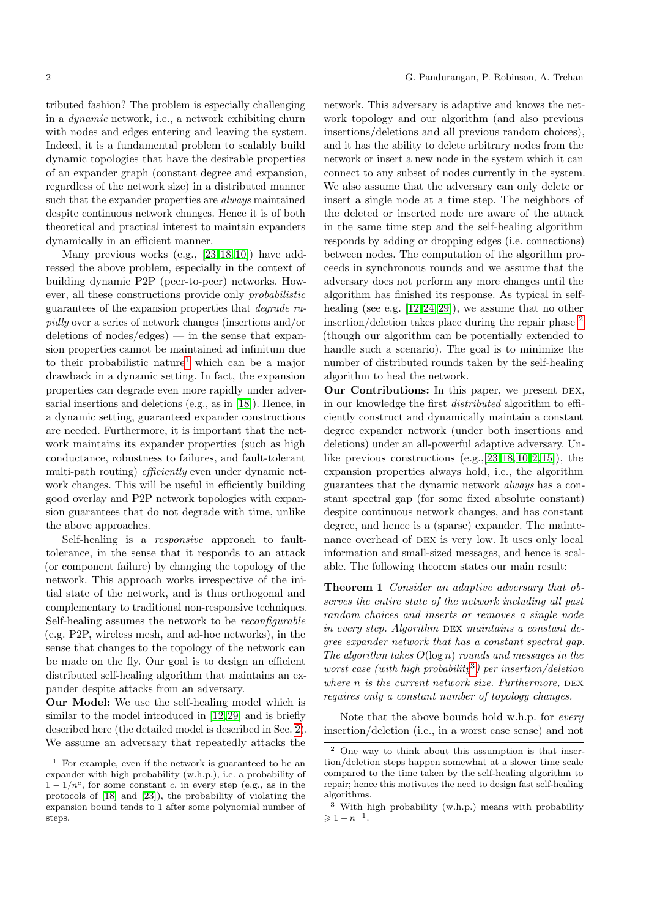tributed fashion? The problem is especially challenging in a *dynamic* network, i.e., a network exhibiting churn with nodes and edges entering and leaving the system. Indeed, it is a fundamental problem to scalably build dynamic topologies that have the desirable properties of an expander graph (constant degree and expansion, regardless of the network size) in a distributed manner such that the expander properties are *always* maintained despite continuous network changes. Hence it is of both theoretical and practical interest to maintain expanders dynamically in an efficient manner.

Many previous works (e.g., [23,18,10]) have addressed the above problem, especially in the context of building dynamic P2P (peer-to-peer) networks. However, all these constructions provide only *probabilistic* guarantees of the expansion properties that *degrade rapidly* over a series of network changes (insertions and/or deletions of nodes/edges) — in the sense that expansion properties cannot be maintained ad infinitum due to their probabilistic nature[1] which can be a major drawback in a dynamic setting. In fact, the expansion properties can degrade even more rapidly under adversarial insertions and deletions (e.g., as in [18]). Hence, in a dynamic setting, guaranteed expander constructions are needed. Furthermore, it is important that the network maintains its expander properties (such as high conductance, robustness to failures, and fault-tolerant multi-path routing) *efficiently* even under dynamic network changes. This will be useful in efficiently building good overlay and P2P network topologies with expansion guarantees that do not degrade with time, unlike the above approaches.

Self-healing is a *responsive* approach to fault-tolerance, in the sense that it responds to an attack (or component failure) by changing the topology of the network. This approach works irrespective of the initial state of the network, and is thus orthogonal and complementary to traditional non-responsive techniques. Self-healing assumes the network to be *reconfigurable* (e.g. P2P, wireless mesh, and ad-hoc networks), in the sense that changes to the topology of the network can be made on the fly. Our goal is to design an efficient distributed self-healing algorithm that maintains an expander despite attacks from an adversary.

**Our Model:** We use the self-healing model which is similar to the model introduced in [12,29] and is briefly described here (the detailed model is described in Sec. 2). We assume an adversary that repeatedly attacks the network. This adversary is adaptive and knows the network topology and our algorithm (and also previous insertions/deletions and all previous random choices), and it has the ability to delete arbitrary nodes from the network or insert a new node in the system which it can connect to any subset of nodes currently in the system. We also assume that the adversary can only delete or insert a single node at a time step. The neighbors of the deleted or inserted node are aware of the attack in the same time step and the self-healing algorithm responds by adding or dropping edges (i.e. connections) between nodes. The computation of the algorithm proceeds in synchronous rounds and we assume that the adversary does not perform any more changes until the algorithm has finished its response. As typical in self-healing (see e.g. [12,24,29]), we assume that no other insertion/deletion takes place during the repair phase [2] (though our algorithm can be potentially extended to handle such a scenario). The goal is to minimize the number of distributed rounds taken by the self-healing algorithm to heal the network.

**Our Contributions:** In this paper, we present DEX, in our knowledge the first *distributed* algorithm to efficiently construct and dynamically maintain a constant degree expander network (under both insertions and deletions) under an all-powerful adaptive adversary. Unlike previous constructions (e.g.,[23,18,10,2,15]), the expansion properties always hold, i.e., the algorithm guarantees that the dynamic network *always* has a constant spectral gap (for some fixed absolute constant) despite continuous network changes, and has constant degree, and hence is a (sparse) expander. The maintenance overhead of DEX is very low. It uses only local information and small-sized messages, and hence is scalable. The following theorem states our main result:

**Theorem 1** *Consider an adaptive adversary that observes the entire state of the network including all past random choices and inserts or removes a single node in every step. Algorithm* DEX *maintains a constant degree expander network that has a constant spectral gap. The algorithm takes $O(\log n)$ rounds and messages in the worst case (with high probability[3]) per insertion/deletion where $n$ is the current network size. Furthermore,* DEX *requires only a constant number of topology changes.*

Note that the above bounds hold w.h.p. for *every* insertion/deletion (i.e., in a worst case sense) and not

[1] For example, even if the network is guaranteed to be an expander with high probability (w.h.p.), i.e. a probability of $1 - 1/n^c$, for some constant $c$, in every step (e.g., as in the protocols of [18] and [23]), the probability of violating the expansion bound tends to 1 after some polynomial number of steps.

[2] One way to think about this assumption is that insertion/deletion steps happen somewhat at a slower time scale compared to the time taken by the self-healing algorithm to repair; hence this motivates the need to design fast self-healing algorithms.

[3] With high probability (w.h.p.) means with probability $\geqslant 1 - n^{-1}$.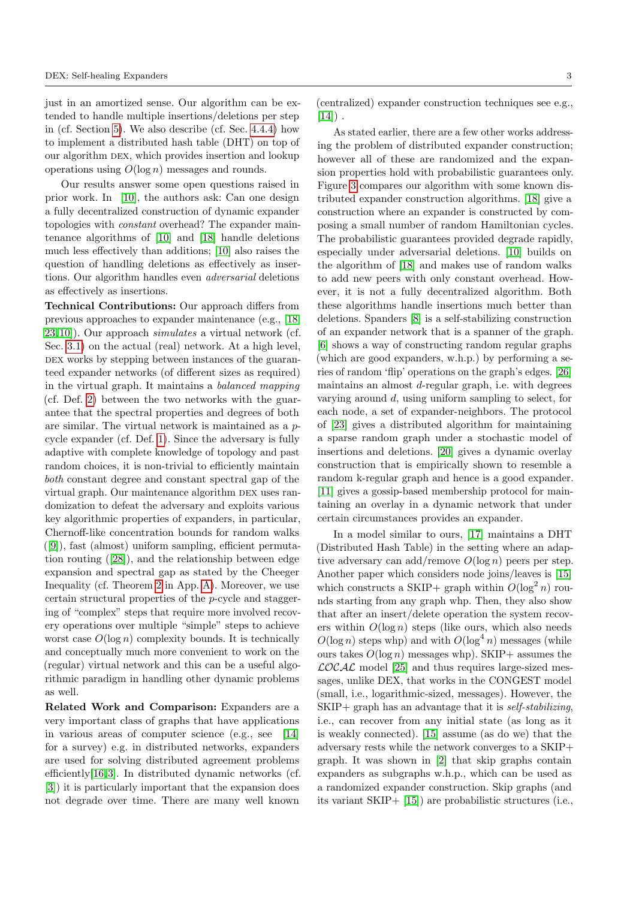just in an amortized sense. Our algorithm can be extended to handle multiple insertions/deletions per step in (cf. Section 5). We also describe (cf. Sec. 4.4.4) how to implement a distributed hash table (DHT) on top of our algorithm DEX, which provides insertion and lookup operations using $O(\log n)$ messages and rounds.

Our results answer some open questions raised in prior work. In [10], the authors ask: Can one design a fully decentralized construction of dynamic expander topologies with *constant* overhead? The expander maintenance algorithms of [10] and [18] handle deletions much less effectively than additions; [10] also raises the question of handling deletions as effectively as insertions. Our algorithm handles even *adversarial* deletions as effectively as insertions.

**Technical Contributions:** Our approach differs from previous approaches to expander maintenance (e.g., [18, 23, 10]). Our approach *simulates* a virtual network (cf. Sec. 3.1) on the actual (real) network. At a high level, DEX works by stepping between instances of the guaranteed expander networks (of different sizes as required) in the virtual graph. It maintains a *balanced mapping* (cf. Def. 2) between the two networks with the guarantee that the spectral properties and degrees of both are similar. The virtual network is maintained as a $p$-cycle expander (cf. Def. 1). Since the adversary is fully adaptive with complete knowledge of topology and past random choices, it is non-trivial to efficiently maintain *both* constant degree and constant spectral gap of the virtual graph. Our maintenance algorithm DEX uses randomization to defeat the adversary and exploits various key algorithmic properties of expanders, in particular, Chernoff-like concentration bounds for random walks ([9]), fast (almost) uniform sampling, efficient permutation routing ([28]), and the relationship between edge expansion and spectral gap as stated by the Cheeger Inequality (cf. Theorem 2 in App. A). Moreover, we use certain structural properties of the $p$-cycle and staggering of "complex" steps that require more involved recovery operations over multiple "simple" steps to achieve worst case $O(\log n)$ complexity bounds. It is technically and conceptually much more convenient to work on the (regular) virtual network and this can be a useful algorithmic paradigm in handling other dynamic problems as well.

**Related Work and Comparison:** Expanders are a very important class of graphs that have applications in various areas of computer science (e.g., see [14] for a survey) e.g. in distributed networks, expanders are used for solving distributed agreement problems efficiently[16, 3]. In distributed dynamic networks (cf. [3]) it is particularly important that the expansion does not degrade over time. There are many well known (centralized) expander construction techniques see e.g., [14]) .

As stated earlier, there are a few other works addressing the problem of distributed expander construction; however all of these are randomized and the expansion properties hold with probabilistic guarantees only. Figure 3 compares our algorithm with some known distributed expander construction algorithms. [18] give a construction where an expander is constructed by composing a small number of random Hamiltonian cycles. The probabilistic guarantees provided degrade rapidly, especially under adversarial deletions. [10] builds on the algorithm of [18] and makes use of random walks to add new peers with only constant overhead. However, it is not a fully decentralized algorithm. Both these algorithms handle insertions much better than deletions. Spanders [8] is a self-stabilizing construction of an expander network that is a spanner of the graph. [6] shows a way of constructing random regular graphs (which are good expanders, w.h.p.) by performing a series of random 'flip' operations on the graph's edges. [26] maintains an almost $d$-regular graph, i.e. with degrees varying around $d$, using uniform sampling to select, for each node, a set of expander-neighbors. The protocol of [23] gives a distributed algorithm for maintaining a sparse random graph under a stochastic model of insertions and deletions. [20] gives a dynamic overlay construction that is empirically shown to resemble a random k-regular graph and hence is a good expander. [11] gives a gossip-based membership protocol for maintaining an overlay in a dynamic network that under certain circumstances provides an expander.

In a model similar to ours, [17] maintains a DHT (Distributed Hash Table) in the setting where an adaptive adversary can add/remove $O(\log n)$ peers per step. Another paper which considers node joins/leaves is [15] which constructs a SKIP+ graph within $O(\log^2 n)$ rounds starting from any graph whp. Then, they also show that after an insert/delete operation the system recovers within $O(\log n)$ steps (like ours, which also needs $O(\log n)$ steps whp) and with $O(\log^4 n)$ messages (while ours takes $O(\log n)$ messages whp). SKIP+ assumes the $\mathcal{LOCAL}$ model [25] and thus requires large-sized messages, unlike DEX, that works in the CONGEST model (small, i.e., logarithmic-sized, messages). However, the SKIP+ graph has an advantage that it is *self-stabilizing*, i.e., can recover from any initial state (as long as it is weakly connected). [15] assume (as do we) that the adversary rests while the network converges to a SKIP+ graph. It was shown in [2] that skip graphs contain expanders as subgraphs w.h.p., which can be used as a randomized expander construction. Skip graphs (and its variant SKIP+ [15]) are probabilistic structures (i.e.,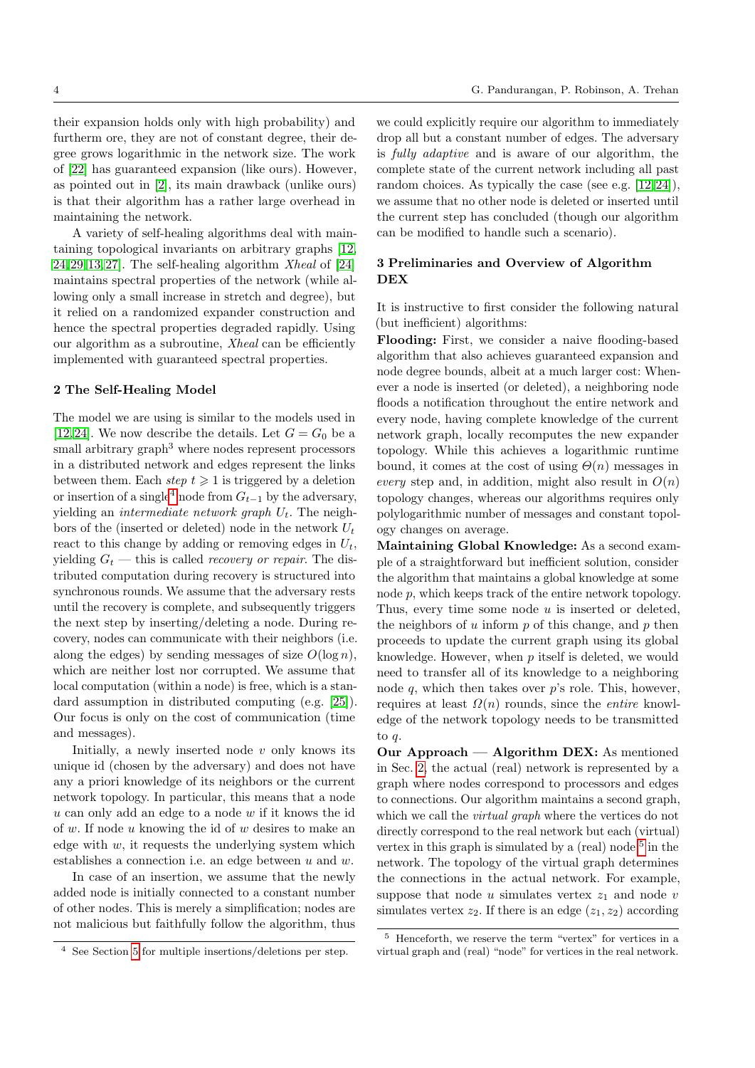their expansion holds only with high probability) and furtherm ore, they are not of constant degree, their degree grows logarithmic in the network size. The work of [22] has guaranteed expansion (like ours). However, as pointed out in [2], its main drawback (unlike ours) is that their algorithm has a rather large overhead in maintaining the network.

A variety of self-healing algorithms deal with maintaining topological invariants on arbitrary graphs [12, 24, 29, 13, 27]. The self-healing algorithm *Xheal* of [24] maintains spectral properties of the network (while allowing only a small increase in stretch and degree), but it relied on a randomized expander construction and hence the spectral properties degraded rapidly. Using our algorithm as a subroutine, *Xheal* can be efficiently implemented with guaranteed spectral properties.

## 2 The Self-Healing Model

The model we are using is similar to the models used in [12, 24]. We now describe the details. Let $G = G_0$ be a small arbitrary graph[3] where nodes represent processors in a distributed network and edges represent the links between them. Each *step* $t \geqslant 1$ is triggered by a deletion or insertion of a single[4] node from $G_{t-1}$ by the adversary, yielding an *intermediate network graph* $U_t$. The neighbors of the (inserted or deleted) node in the network $U_t$ react to this change by adding or removing edges in $U_t$, yielding $G_t$ — this is called *recovery or repair*. The distributed computation during recovery is structured into synchronous rounds. We assume that the adversary rests until the recovery is complete, and subsequently triggers the next step by inserting/deleting a node. During recovery, nodes can communicate with their neighbors (i.e. along the edges) by sending messages of size $O(\log n)$, which are neither lost nor corrupted. We assume that local computation (within a node) is free, which is a standard assumption in distributed computing (e.g. [25]). Our focus is only on the cost of communication (time and messages).

Initially, a newly inserted node $v$ only knows its unique id (chosen by the adversary) and does not have any a priori knowledge of its neighbors or the current network topology. In particular, this means that a node $u$ can only add an edge to a node $w$ if it knows the id of $w$. If node $u$ knowing the id of $w$ desires to make an edge with $w$, it requests the underlying system which establishes a connection i.e. an edge between $u$ and $w$.

In case of an insertion, we assume that the newly added node is initially connected to a constant number of other nodes. This is merely a simplification; nodes are not malicious but faithfully follow the algorithm, thus we could explicitly require our algorithm to immediately drop all but a constant number of edges. The adversary is *fully adaptive* and is aware of our algorithm, the complete state of the current network including all past random choices. As typically the case (see e.g. [12, 24]), we assume that no other node is deleted or inserted until the current step has concluded (though our algorithm can be modified to handle such a scenario).

[4] See Section 5 for multiple insertions/deletions per step.

## 3 Preliminaries and Overview of Algorithm DEX

It is instructive to first consider the following natural (but inefficient) algorithms:

**Flooding:** First, we consider a naive flooding-based algorithm that also achieves guaranteed expansion and node degree bounds, albeit at a much larger cost: Whenever a node is inserted (or deleted), a neighboring node floods a notification throughout the entire network and every node, having complete knowledge of the current network graph, locally recomputes the new expander topology. While this achieves a logarithmic runtime bound, it comes at the cost of using $\Theta(n)$ messages in *every* step and, in addition, might also result in $O(n)$ topology changes, whereas our algorithms requires only polylogarithmic number of messages and constant topology changes on average.

**Maintaining Global Knowledge:** As a second example of a straightforward but inefficient solution, consider the algorithm that maintains a global knowledge at some node $p$, which keeps track of the entire network topology. Thus, every time some node $u$ is inserted or deleted, the neighbors of $u$ inform $p$ of this change, and $p$ then proceeds to update the current graph using its global knowledge. However, when $p$ itself is deleted, we would need to transfer all of its knowledge to a neighboring node $q$, which then takes over $p$'s role. This, however, requires at least $\Omega(n)$ rounds, since the *entire* knowledge of the network topology needs to be transmitted to $q$.

**Our Approach — Algorithm DEX:** As mentioned in Sec. 2, the actual (real) network is represented by a graph where nodes correspond to processors and edges to connections. Our algorithm maintains a second graph, which we call the *virtual graph* where the vertices do not directly correspond to the real network but each (virtual) vertex in this graph is simulated by a (real) node[5] in the network. The topology of the virtual graph determines the connections in the actual network. For example, suppose that node $u$ simulates vertex $z_1$ and node $v$ simulates vertex $z_2$. If there is an edge $(z_1, z_2)$ according

[5] Henceforth, we reserve the term "vertex" for vertices in a virtual graph and (real) "node" for vertices in the real network.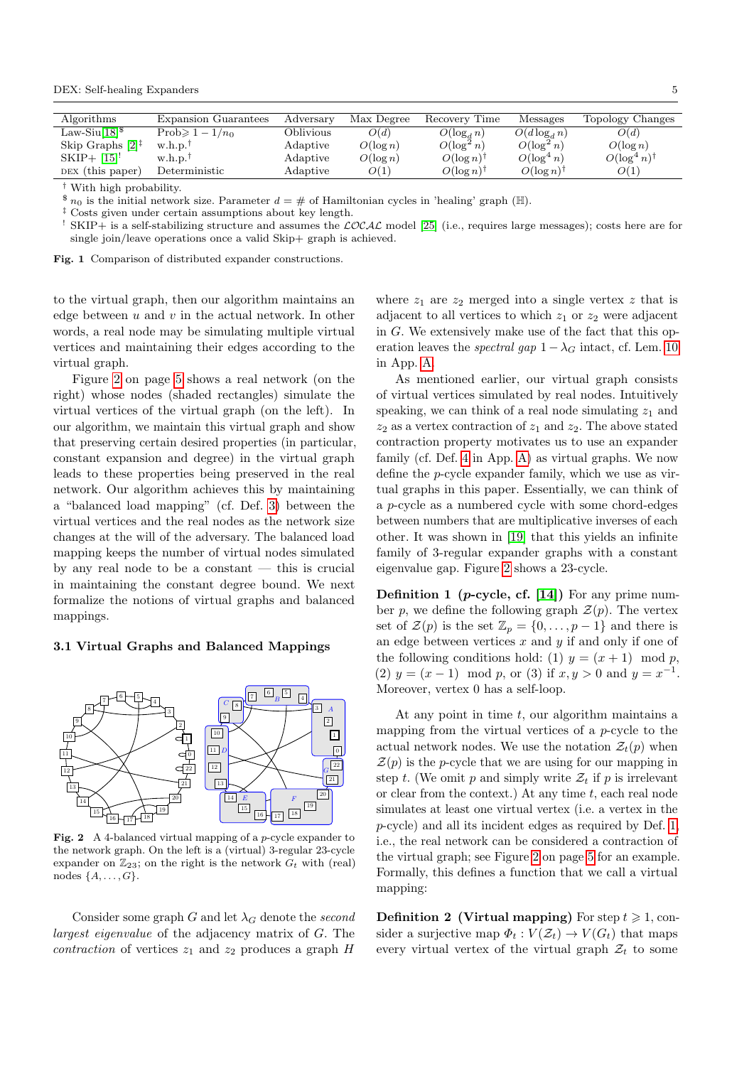| Algorithms | Expansion Guarantees | Adversary | Max Degree | Recovery Time | Messages | Topology Changes |
|---|---|---|---|---|---|---|
| Law-Siu[18][\$] | Prob $\geqslant 1 - 1/n_0$ | Oblivious | $O(d)$ | $O(\log_d n)$ | $O(d \log_d n)$ | $O(d)$ |
| Skip Graphs [2][‡] | w.h.p.[†] | Adaptive | $O(\log n)$ | $O(\log^2 n)$ | $O(\log^2 n)$ | $O(\log n)$ |
| SKIP+ [15][!] | w.h.p.[†] | Adaptive | $O(\log n)$ | $O(\log n)$[†] | $O(\log^4 n)$ | $O(\log^4 n)$[†] |
| DEX (this paper) | Deterministic | Adaptive | $O(1)$ | $O(\log n)$[†] | $O(\log n)$[†] | $O(1)$ |

[†] With high probability.
[\$] $n_0$ is the initial network size. Parameter $d$ = # of Hamiltonian cycles in 'healing' graph ($\mathbb{H}$).
[‡] Costs given under certain assumptions about key length.
[!] SKIP+ is a self-stabilizing structure and assumes the $\mathcal{LOCAL}$ model [25] (i.e., requires large messages); costs here are for single join/leave operations once a valid Skip+ graph is achieved.

**Fig. 1** Comparison of distributed expander constructions.

to the virtual graph, then our algorithm maintains an edge between $u$ and $v$ in the actual network. In other words, a real node may be simulating multiple virtual vertices and maintaining their edges according to the virtual graph.

Figure 2 on page 5 shows a real network (on the right) whose nodes (shaded rectangles) simulate the virtual vertices of the virtual graph (on the left). In our algorithm, we maintain this virtual graph and show that preserving certain desired properties (in particular, constant expansion and degree) in the virtual graph leads to these properties being preserved in the real network. Our algorithm achieves this by maintaining a "balanced load mapping" (cf. Def. 3) between the virtual vertices and the real nodes as the network size changes at the will of the adversary. The balanced load mapping keeps the number of virtual nodes simulated by any real node to be a constant — this is crucial in maintaining the constant degree bound. We next formalize the notions of virtual graphs and balanced mappings.

### 3.1 Virtual Graphs and Balanced Mappings

**Fig. 2** A 4-balanced virtual mapping of a $p$-cycle expander to the network graph. On the left is a (virtual) 3-regular 23-cycle expander on $\mathbb{Z}_{23}$; on the right is the network $G_t$ with (real) nodes $\{A, \ldots, G\}$.

Consider some graph $G$ and let $\lambda_G$ denote the *second largest eigenvalue* of the adjacency matrix of $G$. The *contraction* of vertices $z_1$ and $z_2$ produces a graph $H$ where $z_1$ are $z_2$ merged into a single vertex $z$ that is adjacent to all vertices to which $z_1$ or $z_2$ were adjacent in $G$. We extensively make use of the fact that this operation leaves the *spectral gap* $1 - \lambda_G$ intact, cf. Lem. 10 in App. A.

As mentioned earlier, our virtual graph consists of virtual vertices simulated by real nodes. Intuitively speaking, we can think of a real node simulating $z_1$ and $z_2$ as a vertex contraction of $z_1$ and $z_2$. The above stated contraction property motivates us to use an expander family (cf. Def. 4 in App. A) as virtual graphs. We now define the $p$-cycle expander family, which we use as virtual graphs in this paper. Essentially, we can think of a $p$-cycle as a numbered cycle with some chord-edges between numbers that are multiplicative inverses of each other. It was shown in [19] that this yields an infinite family of 3-regular expander graphs with a constant eigenvalue gap. Figure 2 shows a 23-cycle.

**Definition 1 ($p$-cycle, cf. [14])** For any prime number $p$, we define the following graph $\mathcal{Z}(p)$. The vertex set of $\mathcal{Z}(p)$ is the set $\mathbb{Z}_p = \{0, \ldots, p-1\}$ and there is an edge between vertices $x$ and $y$ if and only if one of the following conditions hold: (1) $y = (x+1) \mod p$, (2) $y = (x-1) \mod p$, or (3) if $x, y > 0$ and $y = x^{-1}$. Moreover, vertex 0 has a self-loop.

At any point in time $t$, our algorithm maintains a mapping from the virtual vertices of a $p$-cycle to the actual network nodes. We use the notation $\mathcal{Z}_t(p)$ when $\mathcal{Z}(p)$ is the $p$-cycle that we are using for our mapping in step $t$. (We omit $p$ and simply write $\mathcal{Z}_t$ if $p$ is irrelevant or clear from the context.) At any time $t$, each real node simulates at least one virtual vertex (i.e. a vertex in the $p$-cycle) and all its incident edges as required by Def. 1, i.e., the real network can be considered a contraction of the virtual graph; see Figure 2 on page 5 for an example. Formally, this defines a function that we call a virtual mapping:

**Definition 2 (Virtual mapping)** For step $t \geqslant 1$, consider a surjective map $\Phi_t : V(\mathcal{Z}_t) \to V(G_t)$ that maps every virtual vertex of the virtual graph $\mathcal{Z}_t$ to some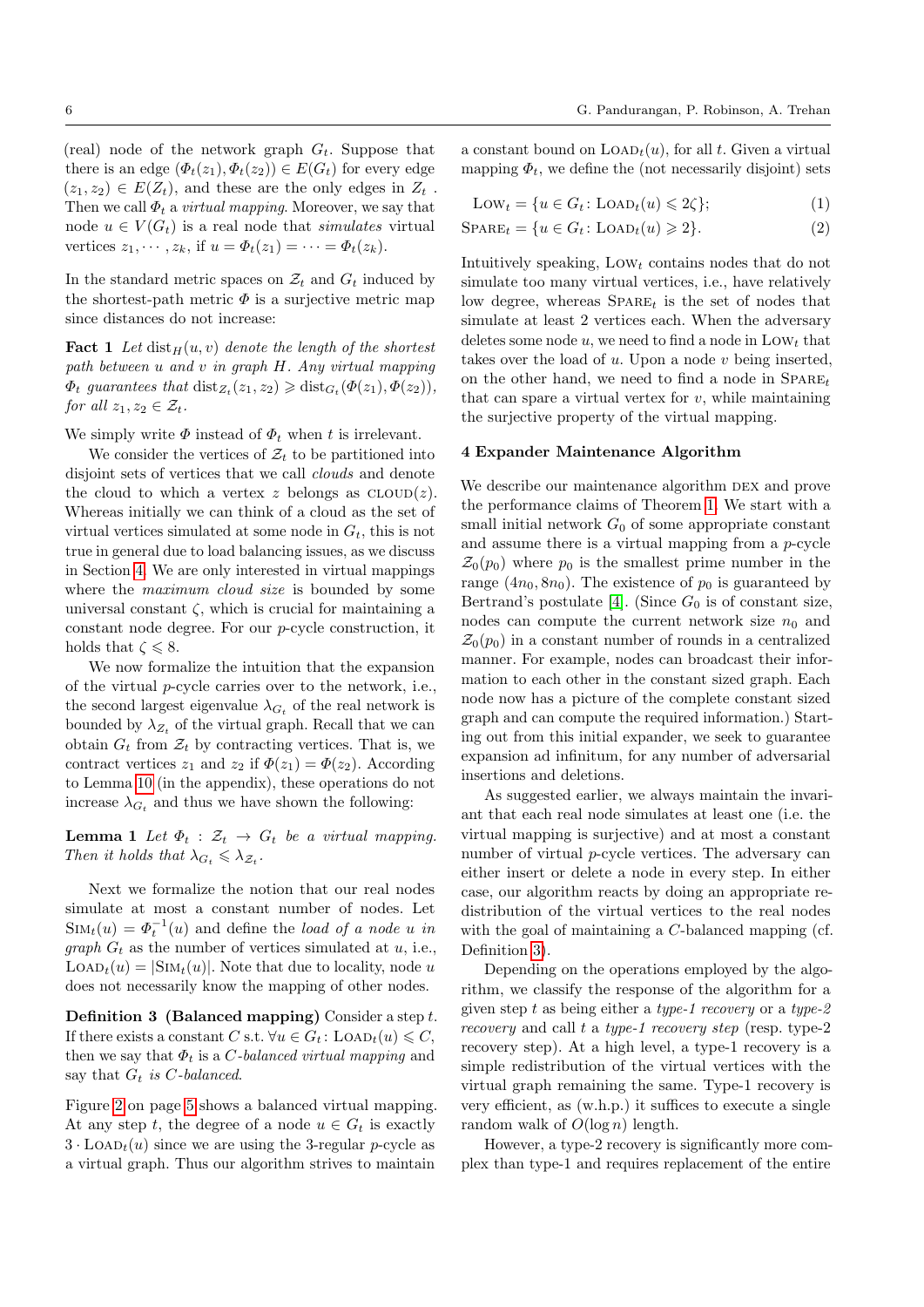(real) node of the network graph $G_t$. Suppose that there is an edge $(\Phi_t(z_1), \Phi_t(z_2)) \in E(G_t)$ for every edge $(z_1, z_2) \in E(Z_t)$, and these are the only edges in $Z_t$. Then we call $\Phi_t$ a *virtual mapping*. Moreover, we say that node $u \in V(G_t)$ is a real node that *simulates* virtual vertices $z_1, \cdots, z_k$, if $u = \Phi_t(z_1) = \cdots = \Phi_t(z_k)$.

In the standard metric spaces on $\mathcal{Z}_t$ and $G_t$ induced by the shortest-path metric $\Phi$ is a surjective metric map since distances do not increase:

**Fact 1** *Let $\text{dist}_H(u, v)$ denote the length of the shortest path between $u$ and $v$ in graph $H$. Any virtual mapping $\Phi_t$ guarantees that $\text{dist}_{Z_t}(z_1, z_2) \geqslant \text{dist}_{G_t}(\Phi(z_1), \Phi(z_2))$, for all $z_1, z_2 \in \mathcal{Z}_t$.*

We simply write $\Phi$ instead of $\Phi_t$ when $t$ is irrelevant.

We consider the vertices of $\mathcal{Z}_t$ to be partitioned into disjoint sets of vertices that we call *clouds* and denote the cloud to which a vertex $z$ belongs as $\text{CLOUD}(z)$. Whereas initially we can think of a cloud as the set of virtual vertices simulated at some node in $G_t$, this is not true in general due to load balancing issues, as we discuss in Section 4. We are only interested in virtual mappings where the *maximum cloud size* is bounded by some universal constant $\zeta$, which is crucial for maintaining a constant node degree. For our $p$-cycle construction, it holds that $\zeta \leqslant 8$.

We now formalize the intuition that the expansion of the virtual $p$-cycle carries over to the network, i.e., the second largest eigenvalue $\lambda_{G_t}$ of the real network is bounded by $\lambda_{Z_t}$ of the virtual graph. Recall that we can obtain $G_t$ from $\mathcal{Z}_t$ by contracting vertices. That is, we contract vertices $z_1$ and $z_2$ if $\Phi(z_1) = \Phi(z_2)$. According to Lemma 10 (in the appendix), these operations do not increase $\lambda_{G_t}$ and thus we have shown the following:

**Lemma 1** *Let $\Phi_t : \mathcal{Z}_t \to G_t$ be a virtual mapping. Then it holds that $\lambda_{G_t} \leqslant \lambda_{\mathcal{Z}_t}$.*

Next we formalize the notion that our real nodes simulate at most a constant number of nodes. Let $\text{SIM}_t(u) = \Phi_t^{-1}(u)$ and define the *load of a node $u$ in graph $G_t$* as the number of vertices simulated at $u$, i.e., $\text{LOAD}_t(u) = |\text{SIM}_t(u)|$. Note that due to locality, node $u$ does not necessarily know the mapping of other nodes.

**Definition 3 (Balanced mapping)** Consider a step $t$. If there exists a constant $C$ s.t. $\forall u \in G_t \colon \text{LOAD}_t(u) \leqslant C$, then we say that $\Phi_t$ is a *$C$-balanced virtual mapping* and say that *$G_t$ is $C$-balanced*.

Figure 2 on page 5 shows a balanced virtual mapping. At any step $t$, the degree of a node $u \in G_t$ is exactly $3 \cdot \text{LOAD}_t(u)$ since we are using the 3-regular $p$-cycle as a virtual graph. Thus our algorithm strives to maintain a constant bound on $\text{LOAD}_t(u)$, for all $t$. Given a virtual mapping $\Phi_t$, we define the (not necessarily disjoint) sets

$$\text{LOW}_t = \{u \in G_t \colon \text{LOAD}_t(u) \leqslant 2\zeta\}; \tag{1}$$

$$\text{SPARE}_t = \{u \in G_t \colon \text{LOAD}_t(u) \geqslant 2\}. \tag{2}$$

Intuitively speaking, $\text{LOW}_t$ contains nodes that do not simulate too many virtual vertices, i.e., have relatively low degree, whereas $\text{SPARE}_t$ is the set of nodes that simulate at least 2 vertices each. When the adversary deletes some node $u$, we need to find a node in $\text{LOW}_t$ that takes over the load of $u$. Upon a node $v$ being inserted, on the other hand, we need to find a node in $\text{SPARE}_t$ that can spare a virtual vertex for $v$, while maintaining the surjective property of the virtual mapping.

## 4 Expander Maintenance Algorithm

We describe our maintenance algorithm DEX and prove the performance claims of Theorem 1. We start with a small initial network $G_0$ of some appropriate constant and assume there is a virtual mapping from a $p$-cycle $\mathcal{Z}_0(p_0)$ where $p_0$ is the smallest prime number in the range $(4n_0, 8n_0)$. The existence of $p_0$ is guaranteed by Bertrand's postulate [4]. (Since $G_0$ is of constant size, nodes can compute the current network size $n_0$ and $\mathcal{Z}_0(p_0)$ in a constant number of rounds in a centralized manner. For example, nodes can broadcast their information to each other in the constant sized graph. Each node now has a picture of the complete constant sized graph and can compute the required information.) Starting out from this initial expander, we seek to guarantee expansion ad infinitum, for any number of adversarial insertions and deletions.

As suggested earlier, we always maintain the invariant that each real node simulates at least one (i.e. the virtual mapping is surjective) and at most a constant number of virtual $p$-cycle vertices. The adversary can either insert or delete a node in every step. In either case, our algorithm reacts by doing an appropriate redistribution of the virtual vertices to the real nodes with the goal of maintaining a $C$-balanced mapping (cf. Definition 3).

Depending on the operations employed by the algorithm, we classify the response of the algorithm for a given step $t$ as being either a *type-1 recovery* or a *type-2 recovery* and call $t$ a *type-1 recovery step* (resp. type-2 recovery step). At a high level, a type-1 recovery is a simple redistribution of the virtual vertices with the virtual graph remaining the same. Type-1 recovery is very efficient, as (w.h.p.) it suffices to execute a single random walk of $O(\log n)$ length.

However, a type-2 recovery is significantly more complex than type-1 and requires replacement of the entire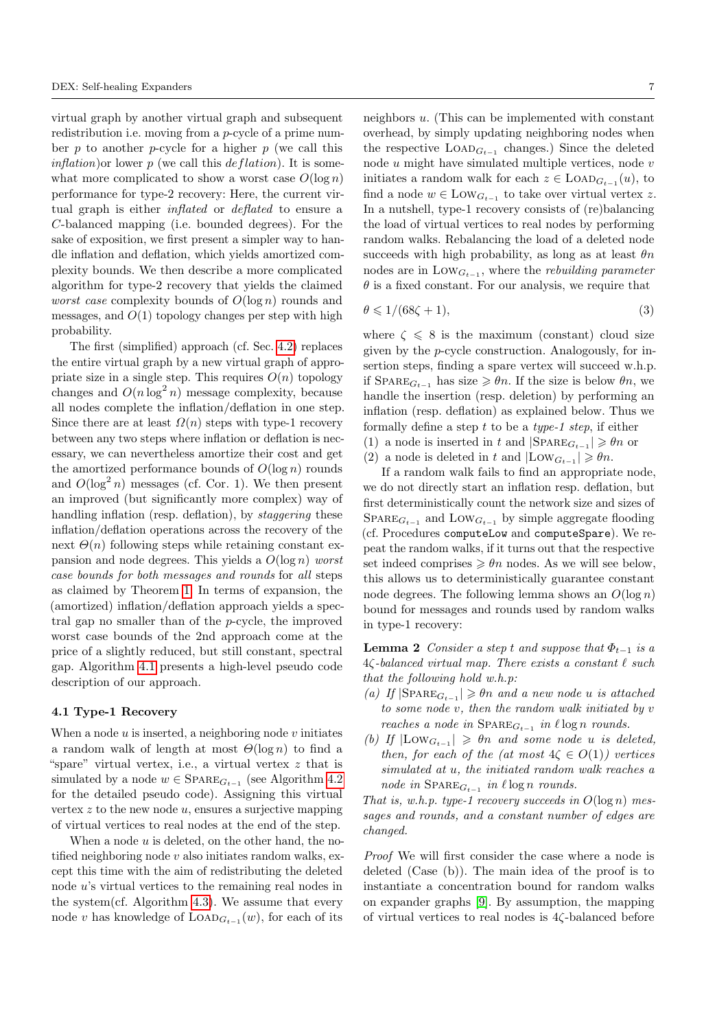virtual graph by another virtual graph and subsequent redistribution i.e. moving from a $p$-cycle of a prime number $p$ to another $p$-cycle for a higher $p$ (we call this *inflation*)or lower $p$ (we call this *deflation*). It is somewhat more complicated to show a worst case $O(\log n)$ performance for type-2 recovery: Here, the current virtual graph is either *inflated* or *deflated* to ensure a $C$-balanced mapping (i.e. bounded degrees). For the sake of exposition, we first present a simpler way to handle inflation and deflation, which yields amortized complexity bounds. We then describe a more complicated algorithm for type-2 recovery that yields the claimed *worst case* complexity bounds of $O(\log n)$ rounds and messages, and $O(1)$ topology changes per step with high probability.

The first (simplified) approach (cf. Sec. 4.2) replaces the entire virtual graph by a new virtual graph of appropriate size in a single step. This requires $O(n)$ topology changes and $O(n \log^2 n)$ message complexity, because all nodes complete the inflation/deflation in one step. Since there are at least $\Omega(n)$ steps with type-1 recovery between any two steps where inflation or deflation is necessary, we can nevertheless amortize their cost and get the amortized performance bounds of $O(\log n)$ rounds and $O(\log^2 n)$ messages (cf. Cor. 1). We then present an improved (but significantly more complex) way of handling inflation (resp. deflation), by *staggering* these inflation/deflation operations across the recovery of the next $\Theta(n)$ following steps while retaining constant expansion and node degrees. This yields a $O(\log n)$ *worst case bounds for both messages and rounds* for *all* steps as claimed by Theorem 1. In terms of expansion, the (amortized) inflation/deflation approach yields a spectral gap no smaller than of the $p$-cycle, the improved worst case bounds of the 2nd approach come at the price of a slightly reduced, but still constant, spectral gap. Algorithm 4.1 presents a high-level pseudo code description of our approach.

### 4.1 Type-1 Recovery

When a node $u$ is inserted, a neighboring node $v$ initiates a random walk of length at most $\Theta(\log n)$ to find a "spare" virtual vertex, i.e., a virtual vertex $z$ that is simulated by a node $w \in \textsc{Spare}_{G_{t-1}}$ (see Algorithm 4.2 for the detailed pseudo code). Assigning this virtual vertex $z$ to the new node $u$, ensures a surjective mapping of virtual vertices to real nodes at the end of the step.

When a node $u$ is deleted, on the other hand, the notified neighboring node $v$ also initiates random walks, except this time with the aim of redistributing the deleted node $u$'s virtual vertices to the remaining real nodes in the system(cf. Algorithm 4.3). We assume that every node $v$ has knowledge of $\textsc{Load}_{G_{t-1}}(w)$, for each of its neighbors $u$. (This can be implemented with constant overhead, by simply updating neighboring nodes when the respective $\textsc{Load}_{G_{t-1}}$ changes.) Since the deleted node $u$ might have simulated multiple vertices, node $v$ initiates a random walk for each $z \in \textsc{Load}_{G_{t-1}}(u)$, to find a node $w \in \textsc{Low}_{G_{t-1}}$ to take over virtual vertex $z$. In a nutshell, type-1 recovery consists of (re)balancing the load of virtual vertices to real nodes by performing random walks. Rebalancing the load of a deleted node succeeds with high probability, as long as at least $\theta n$ nodes are in $\textsc{Low}_{G_{t-1}}$, where the *rebuilding parameter* $\theta$ is a fixed constant. For our analysis, we require that

$$\theta \leqslant 1/(68\zeta + 1), \tag{3}$$

where $\zeta \leqslant 8$ is the maximum (constant) cloud size given by the $p$-cycle construction. Analogously, for insertion steps, finding a spare vertex will succeed w.h.p. if $\textsc{Spare}_{G_{t-1}}$ has size $\geqslant \theta n$. If the size is below $\theta n$, we handle the insertion (resp. deletion) by performing an inflation (resp. deflation) as explained below. Thus we formally define a step $t$ to be a *type-1 step*, if either
(1) a node is inserted in $t$ and $|\textsc{Spare}_{G_{t-1}}| \geqslant \theta n$ or
(2) a node is deleted in $t$ and $|\textsc{Low}_{G_{t-1}}| \geqslant \theta n$.

If a random walk fails to find an appropriate node, we do not directly start an inflation resp. deflation, but first deterministically count the network size and sizes of $\textsc{Spare}_{G_{t-1}}$ and $\textsc{Low}_{G_{t-1}}$ by simple aggregate flooding (cf. Procedures `computeLow` and `computeSpare`). We repeat the random walks, if it turns out that the respective set indeed comprises $\geqslant \theta n$ nodes. As we will see below, this allows us to deterministically guarantee constant node degrees. The following lemma shows an $O(\log n)$ bound for messages and rounds used by random walks in type-1 recovery:

**Lemma 2** *Consider a step $t$ and suppose that $\Phi_{t-1}$ is a $4\zeta$-balanced virtual map. There exists a constant $\ell$ such that the following hold w.h.p:*
*(a) If $|\textsc{Spare}_{G_{t-1}}| \geqslant \theta n$ and a new node $u$ is attached to some node $v$, then the random walk initiated by $v$ reaches a node in $\textsc{Spare}_{G_{t-1}}$ in $\ell \log n$ rounds.*
*(b) If $|\textsc{Low}_{G_{t-1}}| \geqslant \theta n$ and some node $u$ is deleted, then, for each of the (at most $4\zeta \in O(1)$) vertices simulated at $u$, the initiated random walk reaches a node in $\textsc{Spare}_{G_{t-1}}$ in $\ell \log n$ rounds.*
*That is, w.h.p. type-1 recovery succeeds in $O(\log n)$ messages and rounds, and a constant number of edges are changed.*

*Proof* We will first consider the case where a node is deleted (Case (b)). The main idea of the proof is to instantiate a concentration bound for random walks on expander graphs [9]. By assumption, the mapping of virtual vertices to real nodes is $4\zeta$-balanced before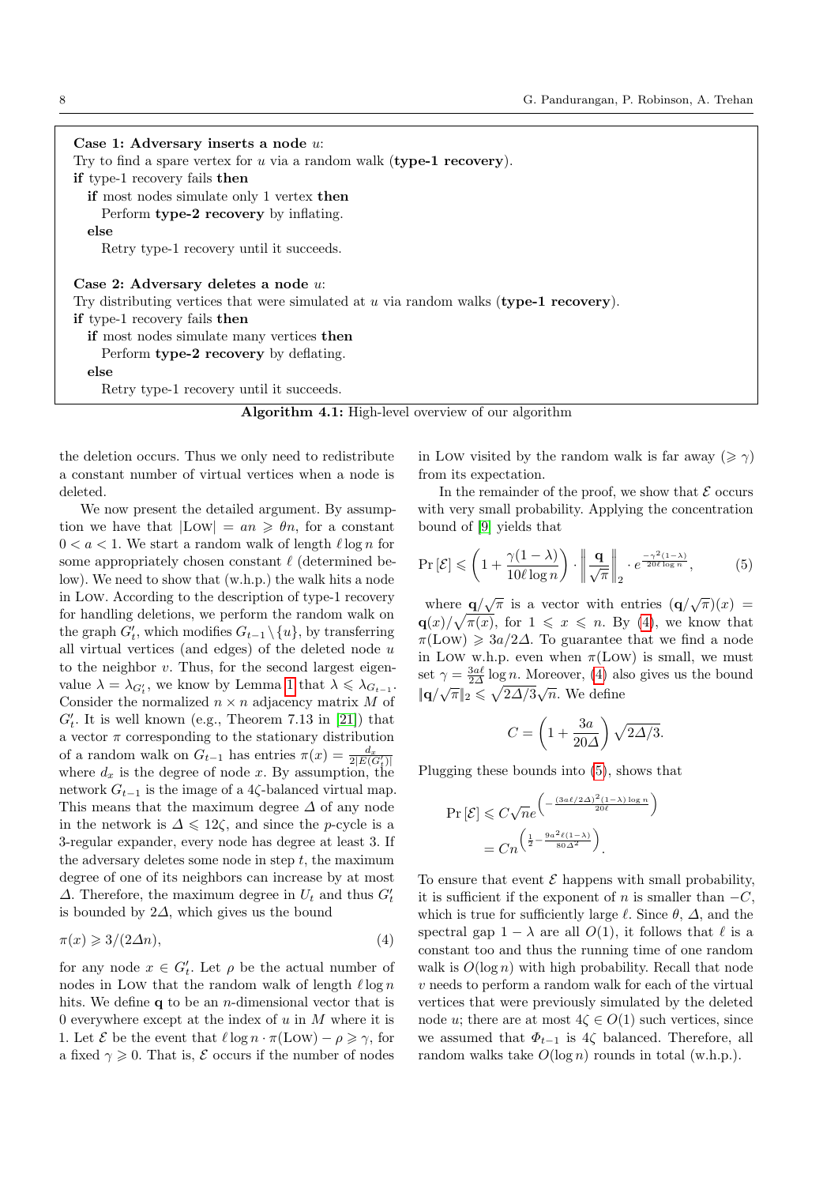**Case 1: Adversary inserts a node $u$:**
Try to find a spare vertex for $u$ via a random walk (**type-1 recovery**).
**if** type-1 recovery fails **then**
  **if** most nodes simulate only 1 vertex **then**
    Perform **type-2 recovery** by inflating.
  **else**
    Retry type-1 recovery until it succeeds.

**Case 2: Adversary deletes a node $u$:**
Try distributing vertices that were simulated at $u$ via random walks (**type-1 recovery**).
**if** type-1 recovery fails **then**
  **if** most nodes simulate many vertices **then**
    Perform **type-2 recovery** by deflating.
  **else**
    Retry type-1 recovery until it succeeds.

**Algorithm 4.1:** High-level overview of our algorithm

the deletion occurs. Thus we only need to redistribute a constant number of virtual vertices when a node is deleted.

We now present the detailed argument. By assumption we have that $|\text{Low}| = an \geqslant \theta n$, for a constant $0 < a < 1$. We start a random walk of length $\ell \log n$ for some appropriately chosen constant $\ell$ (determined below). We need to show that (w.h.p.) the walk hits a node in Low. According to the description of type-1 recovery for handling deletions, we perform the random walk on the graph $G'_t$, which modifies $G_{t-1} \setminus \{u\}$, by transferring all virtual vertices (and edges) of the deleted node $u$ to the neighbor $v$. Thus, for the second largest eigenvalue $\lambda = \lambda_{G'_t}$, we know by Lemma 1 that $\lambda \leqslant \lambda_{G_{t-1}}$. Consider the normalized $n \times n$ adjacency matrix $M$ of $G'_t$. It is well known (e.g., Theorem 7.13 in [21]) that a vector $\pi$ corresponding to the stationary distribution of a random walk on $G_{t-1}$ has entries $\pi(x) = \frac{d_x}{2|E(G'_t)|}$ where $d_x$ is the degree of node $x$. By assumption, the network $G_{t-1}$ is the image of a $4\zeta$-balanced virtual map. This means that the maximum degree $\Delta$ of any node in the network is $\Delta \leqslant 12\zeta$, and since the $p$-cycle is a 3-regular expander, every node has degree at least 3. If the adversary deletes some node in step $t$, the maximum degree of one of its neighbors can increase by at most $\Delta$. Therefore, the maximum degree in $U_t$ and thus $G'_t$ is bounded by $2\Delta$, which gives us the bound

$$\pi(x) \geqslant 3/(2\Delta n), \tag{4}$$

for any node $x \in G'_t$. Let $\rho$ be the actual number of nodes in Low that the random walk of length $\ell \log n$ hits. We define $\mathbf{q}$ to be an $n$-dimensional vector that is 0 everywhere except at the index of $u$ in $M$ where it is 1. Let $\mathcal{E}$ be the event that $\ell \log n \cdot \pi(\text{Low}) - \rho \geqslant \gamma$, for a fixed $\gamma \geqslant 0$. That is, $\mathcal{E}$ occurs if the number of nodes in Low visited by the random walk is far away ($\geqslant \gamma$) from its expectation.

In the remainder of the proof, we show that $\mathcal{E}$ occurs with very small probability. Applying the concentration bound of [9] yields that

$$\Pr[\mathcal{E}] \leqslant \left(1 + \frac{\gamma(1-\lambda)}{10\ell \log n}\right) \cdot \left\| \frac{\mathbf{q}}{\sqrt{\pi}} \right\|_2 \cdot e^{\frac{-\gamma^2(1-\lambda)}{20\ell \log n}}, \tag{5}$$

where $\mathbf{q}/\sqrt{\pi}$ is a vector with entries $(\mathbf{q}/\sqrt{\pi})(x) = \mathbf{q}(x)/\sqrt{\pi(x)}$, for $1 \leqslant x \leqslant n$. By (4), we know that $\pi(\text{Low}) \geqslant 3a/2\Delta$. To guarantee that we find a node in Low w.h.p. even when $\pi(\text{Low})$ is small, we must set $\gamma = \frac{3a\ell}{2\Delta} \log n$. Moreover, (4) also gives us the bound $\|\mathbf{q}/\sqrt{\pi}\|_2 \leqslant \sqrt{2\Delta/3}\sqrt{n}$. We define

$$C = \left(1 + \frac{3a}{20\Delta}\right)\sqrt{2\Delta/3}.$$

Plugging these bounds into (5), shows that

$$\Pr[\mathcal{E}] \leqslant C\sqrt{n} e^{\left(-\frac{(3a\ell/2\Delta)^2(1-\lambda)\log n}{20\ell}\right)}$$
$$= Cn^{\left(\frac{1}{2} - \frac{9a^2\ell(1-\lambda)}{80\Delta^2}\right)}.$$

To ensure that event $\mathcal{E}$ happens with small probability, it is sufficient if the exponent of $n$ is smaller than $-C$, which is true for sufficiently large $\ell$. Since $\theta$, $\Delta$, and the spectral gap $1 - \lambda$ are all $O(1)$, it follows that $\ell$ is a constant too and thus the running time of one random walk is $O(\log n)$ with high probability. Recall that node $v$ needs to perform a random walk for each of the virtual vertices that were previously simulated by the deleted node $u$; there are at most $4\zeta \in O(1)$ such vertices, since we assumed that $\Phi_{t-1}$ is $4\zeta$ balanced. Therefore, all random walks take $O(\log n)$ rounds in total (w.h.p.).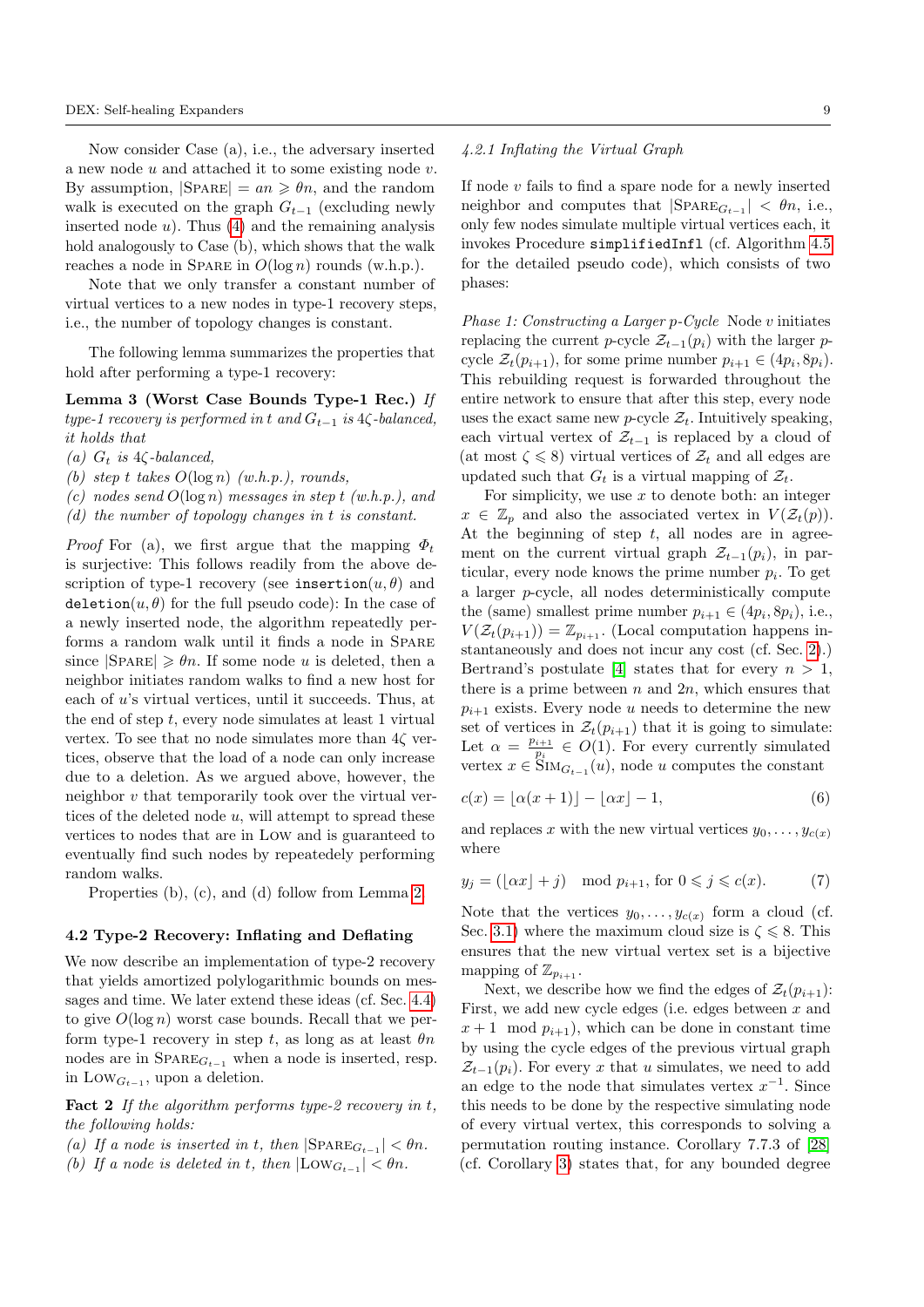Now consider Case (a), i.e., the adversary inserted a new node $u$ and attached it to some existing node $v$. By assumption, $|\text{SPARE}| = an \geqslant \theta n$, and the random walk is executed on the graph $G_{t-1}$ (excluding newly inserted node $u$). Thus (4) and the remaining analysis hold analogously to Case (b), which shows that the walk reaches a node in SPARE in $O(\log n)$ rounds (w.h.p.).

Note that we only transfer a constant number of virtual vertices to a new nodes in type-1 recovery steps, i.e., the number of topology changes is constant.

The following lemma summarizes the properties that hold after performing a type-1 recovery:

**Lemma 3 (Worst Case Bounds Type-1 Rec.)** *If type-1 recovery is performed in $t$ and $G_{t-1}$ is $4\zeta$-balanced, it holds that*
*(a) $G_t$ is $4\zeta$-balanced,*
*(b) step $t$ takes $O(\log n)$ (w.h.p.), rounds,*
*(c) nodes send $O(\log n)$ messages in step $t$ (w.h.p.), and*
*(d) the number of topology changes in $t$ is constant.*

*Proof* For (a), we first argue that the mapping $\Phi_t$ is surjective: This follows readily from the above description of type-1 recovery (see `insertion`$(u, \theta)$ and `deletion`$(u, \theta)$ for the full pseudo code): In the case of a newly inserted node, the algorithm repeatedly performs a random walk until it finds a node in SPARE since $|\text{SPARE}| \geqslant \theta n$. If some node $u$ is deleted, then a neighbor initiates random walks to find a new host for each of $u$'s virtual vertices, until it succeeds. Thus, at the end of step $t$, every node simulates at least 1 virtual vertex. To see that no node simulates more than $4\zeta$ vertices, observe that the load of a node can only increase due to a deletion. As we argued above, however, the neighbor $v$ that temporarily took over the virtual vertices of the deleted node $u$, will attempt to spread these vertices to nodes that are in LOW and is guaranteed to eventually find such nodes by repeatedely performing random walks.

Properties (b), (c), and (d) follow from Lemma 2.

### 4.2 Type-2 Recovery: Inflating and Deflating

We now describe an implementation of type-2 recovery that yields amortized polylogarithmic bounds on messages and time. We later extend these ideas (cf. Sec. 4.4) to give $O(\log n)$ worst case bounds. Recall that we perform type-1 recovery in step $t$, as long as at least $\theta n$ nodes are in $\text{SPARE}_{G_{t-1}}$ when a node is inserted, resp. in $\text{LOW}_{G_{t-1}}$, upon a deletion.

**Fact 2** *If the algorithm performs type-2 recovery in $t$, the following holds:*
*(a) If a node is inserted in $t$, then $|\text{SPARE}_{G_{t-1}}| < \theta n$.*
*(b) If a node is deleted in $t$, then $|\text{LOW}_{G_{t-1}}| < \theta n$.*

#### *4.2.1 Inflating the Virtual Graph*

If node $v$ fails to find a spare node for a newly inserted neighbor and computes that $|\text{SPARE}_{G_{t-1}}| < \theta n$, i.e., only few nodes simulate multiple virtual vertices each, it invokes Procedure `simplifiedInfl` (cf. Algorithm 4.5 for the detailed pseudo code), which consists of two phases:

*Phase 1: Constructing a Larger $p$-Cycle* Node $v$ initiates replacing the current $p$-cycle $\mathcal{Z}_{t-1}(p_i)$ with the larger $p$-cycle $\mathcal{Z}_t(p_{i+1})$, for some prime number $p_{i+1} \in (4p_i, 8p_i)$. This rebuilding request is forwarded throughout the entire network to ensure that after this step, every node uses the exact same new $p$-cycle $\mathcal{Z}_t$. Intuitively speaking, each virtual vertex of $\mathcal{Z}_{t-1}$ is replaced by a cloud of (at most $\zeta \leqslant 8$) virtual vertices of $\mathcal{Z}_t$ and all edges are updated such that $G_t$ is a virtual mapping of $\mathcal{Z}_t$.

For simplicity, we use $x$ to denote both: an integer $x \in \mathbb{Z}_p$ and also the associated vertex in $V(\mathcal{Z}_t(p))$. At the beginning of step $t$, all nodes are in agreement on the current virtual graph $\mathcal{Z}_{t-1}(p_i)$, in particular, every node knows the prime number $p_i$. To get a larger $p$-cycle, all nodes deterministically compute the (same) smallest prime number $p_{i+1} \in (4p_i, 8p_i)$, i.e., $V(\mathcal{Z}_t(p_{i+1})) = \mathbb{Z}_{p_{i+1}}$. (Local computation happens instantaneously and does not incur any cost (cf. Sec. 2).) Bertrand's postulate [4] states that for every $n > 1$, there is a prime between $n$ and $2n$, which ensures that $p_{i+1}$ exists. Every node $u$ needs to determine the new set of vertices in $\mathcal{Z}_t(p_{i+1})$ that it is going to simulate: Let $\alpha = \frac{p_{i+1}}{p_i} \in O(1)$. For every currently simulated vertex $x \in \text{SIM}_{G_{t-1}}(u)$, node $u$ computes the constant

$$c(x) = \lfloor \alpha(x+1) \rfloor - \lfloor \alpha x \rfloor - 1, \tag{6}$$

and replaces $x$ with the new virtual vertices $y_0, \dots, y_{c(x)}$ where

$$y_j = (\lfloor \alpha x \rfloor + j) \mod p_{i+1}, \text{ for } 0 \leqslant j \leqslant c(x). \tag{7}$$

Note that the vertices $y_0, \dots, y_{c(x)}$ form a cloud (cf. Sec. 3.1) where the maximum cloud size is $\zeta \leqslant 8$. This ensures that the new virtual vertex set is a bijective mapping of $\mathbb{Z}_{p_{i+1}}$.

Next, we describe how we find the edges of $\mathcal{Z}_t(p_{i+1})$: First, we add new cycle edges (i.e. edges between $x$ and $x+1 \mod p_{i+1}$), which can be done in constant time by using the cycle edges of the previous virtual graph $\mathcal{Z}_{t-1}(p_i)$. For every $x$ that $u$ simulates, we need to add an edge to the node that simulates vertex $x^{-1}$. Since this needs to be done by the respective simulating node of every virtual vertex, this corresponds to solving a permutation routing instance. Corollary 7.7.3 of [28] (cf. Corollary 3) states that, for any bounded degree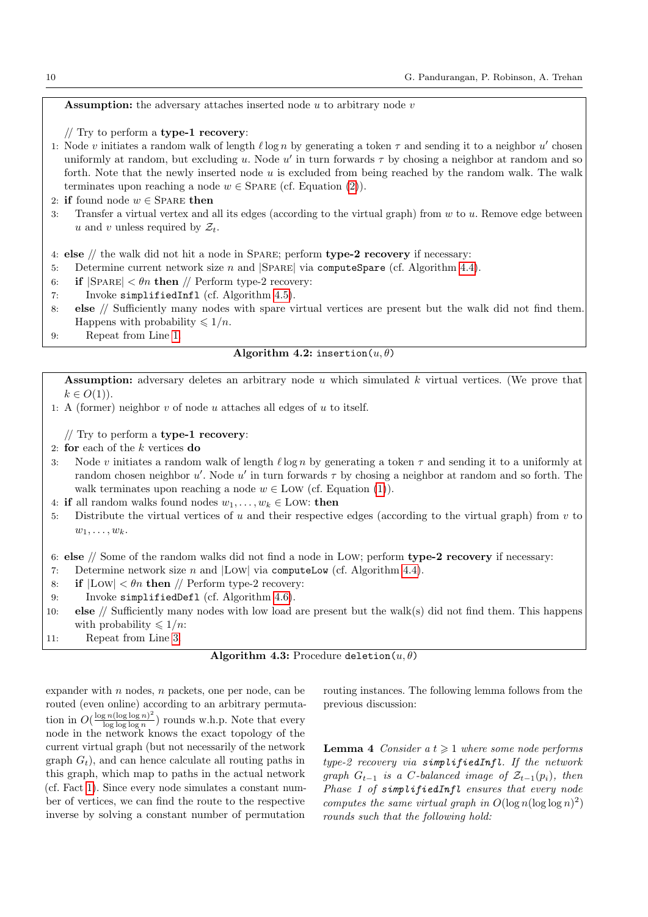**Assumption:** the adversary attaches inserted node $u$ to arbitrary node $v$

// Try to perform a **type-1 recovery**:

1: Node $v$ initiates a random walk of length $\ell \log n$ by generating a token $\tau$ and sending it to a neighbor $u'$ chosen uniformly at random, but excluding $u$. Node $u'$ in turn forwards $\tau$ by chosing a neighbor at random and so forth. Note that the newly inserted node $u$ is excluded from being reached by the random walk. The walk terminates upon reaching a node $w \in$ Spare (cf. Equation (2)).

2: **if** found node $w \in$ Spare **then**

3: Transfer a virtual vertex and all its edges (according to the virtual graph) from $w$ to $u$. Remove edge between $u$ and $v$ unless required by $\mathcal{Z}_t$.

4: **else** // the walk did not hit a node in Spare; perform **type-2 recovery** if necessary:

5: Determine current network size $n$ and $|\text{Spare}|$ via `computeSpare` (cf. Algorithm 4.4).

6: **if** $|\text{Spare}| < \theta n$ **then** // Perform type-2 recovery:

7: Invoke `simplifiedInfl` (cf. Algorithm 4.5).

8: **else** // Sufficiently many nodes with spare virtual vertices are present but the walk did not find them. Happens with probability $\leqslant 1/n$.

9: Repeat from Line 1.

**Algorithm 4.2:** `insertion(u, θ)`

**Assumption:** adversary deletes an arbitrary node $u$ which simulated $k$ virtual vertices. (We prove that $k \in O(1)$).

1: A (former) neighbor $v$ of node $u$ attaches all edges of $u$ to itself.

// Try to perform a **type-1 recovery**:

2: **for** each of the $k$ vertices **do**

3: Node $v$ initiates a random walk of length $\ell \log n$ by generating a token $\tau$ and sending it to a uniformly at random chosen neighbor $u'$. Node $u'$ in turn forwards $\tau$ by chosing a neighbor at random and so forth. The walk terminates upon reaching a node $w \in$ Low (cf. Equation (1)).

4: **if** all random walks found nodes $w_1, \ldots, w_k \in$ Low: **then**

5: Distribute the virtual vertices of $u$ and their respective edges (according to the virtual graph) from $v$ to $w_1, \ldots, w_k$.

6: **else** // Some of the random walks did not find a node in Low; perform **type-2 recovery** if necessary:

7: Determine network size $n$ and $|\text{Low}|$ via `computeLow` (cf. Algorithm 4.4).

8: **if** $|\text{Low}| < \theta n$ **then** // Perform type-2 recovery:

9: Invoke `simplifiedDefl` (cf. Algorithm 4.6).

10: **else** // Sufficiently many nodes with low load are present but the walk(s) did not find them. This happens with probability $\leqslant 1/n$:

11: Repeat from Line 3.

**Algorithm 4.3:** Procedure `deletion(u, θ)`

expander with $n$ nodes, $n$ packets, one per node, can be routed (even online) according to an arbitrary permutation in $O(\frac{\log n(\log\log n)^2}{\log\log\log n})$ rounds w.h.p. Note that every node in the network knows the exact topology of the current virtual graph (but not necessarily of the network graph $G_t$), and can hence calculate all routing paths in this graph, which map to paths in the actual network (cf. Fact 1). Since every node simulates a constant number of vertices, we can find the route to the respective inverse by solving a constant number of permutation routing instances. The following lemma follows from the previous discussion:

**Lemma 4** *Consider a $t \geqslant 1$ where some node performs type-2 recovery via `simplifiedInfl`. If the network graph $G_{t-1}$ is a $C$-balanced image of $\mathcal{Z}_{t-1}(p_i)$, then Phase 1 of `simplifiedInfl` ensures that every node computes the same virtual graph in $O(\log n(\log\log n)^2)$ rounds such that the following hold:*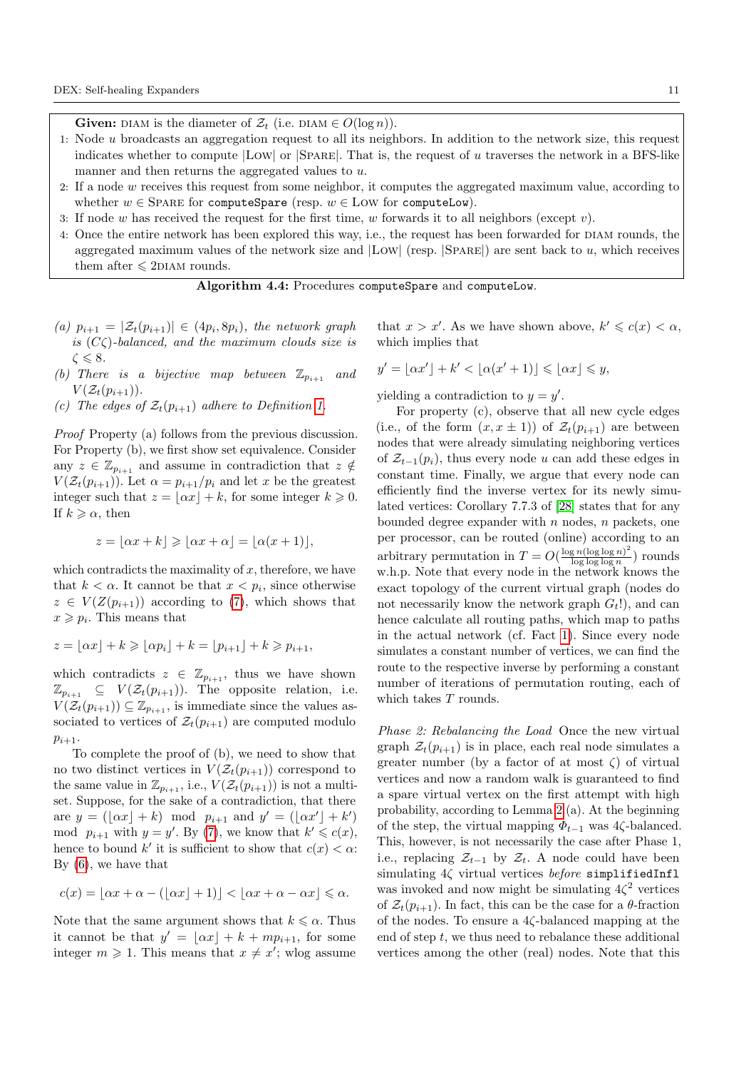**Given:** DIAM is the diameter of $\mathcal{Z}_t$ (i.e. DIAM $\in O(\log n)$).

1: Node $u$ broadcasts an aggregation request to all its neighbors. In addition to the network size, this request indicates whether to compute |LOW| or |SPARE|. That is, the request of $u$ traverses the network in a BFS-like manner and then returns the aggregated values to $u$.
2: If a node $w$ receives this request from some neighbor, it computes the aggregated maximum value, according to whether $w \in$ SPARE for `computeSpare` (resp. $w \in$ LOW for `computeLow`).
3: If node $w$ has received the request for the first time, $w$ forwards it to all neighbors (except $v$).
4: Once the entire network has been explored this way, i.e., the request has been forwarded for DIAM rounds, the aggregated maximum values of the network size and |LOW| (resp. |SPARE|) are sent back to $u$, which receives them after $\leqslant$ 2DIAM rounds.

**Algorithm 4.4:** Procedures `computeSpare` and `computeLow`.

*(a) $p_{i+1} = |\mathcal{Z}_t(p_{i+1})| \in (4p_i, 8p_i)$, the network graph is $(C\zeta)$-balanced, and the maximum clouds size is $\zeta \leqslant 8$.*

*(b) There is a bijective map between $\mathbb{Z}_{p_{i+1}}$ and $V(\mathcal{Z}_t(p_{i+1}))$.*

*(c) The edges of $\mathcal{Z}_t(p_{i+1})$ adhere to Definition 1.*

*Proof* Property (a) follows from the previous discussion. For Property (b), we first show set equivalence. Consider any $z \in \mathbb{Z}_{p_{i+1}}$ and assume in contradiction that $z \notin V(\mathcal{Z}_t(p_{i+1}))$. Let $\alpha = p_{i+1}/p_i$ and let $x$ be the greatest integer such that $z = \lfloor \alpha x \rfloor + k$, for some integer $k \geqslant 0$. If $k \geqslant \alpha$, then

$$z = \lfloor \alpha x + k \rfloor \geqslant \lfloor \alpha x + \alpha \rfloor = \lfloor \alpha (x+1) \rfloor,$$

which contradicts the maximality of $x$, therefore, we have that $k < \alpha$. It cannot be that $x < p_i$, since otherwise $z \in V(Z(p_{i+1}))$ according to (7), which shows that $x \geqslant p_i$. This means that

$$z = \lfloor \alpha x \rfloor + k \geqslant \lfloor \alpha p_i \rfloor + k = \lfloor p_{i+1} \rfloor + k \geqslant p_{i+1},$$

which contradicts $z \in \mathbb{Z}_{p_{i+1}}$, thus we have shown $\mathbb{Z}_{p_{i+1}} \subseteq V(\mathcal{Z}_t(p_{i+1}))$. The opposite relation, i.e. $V(\mathcal{Z}_t(p_{i+1})) \subseteq \mathbb{Z}_{p_{i+1}}$, is immediate since the values associated to vertices of $\mathcal{Z}_t(p_{i+1})$ are computed modulo $p_{i+1}$.

To complete the proof of (b), we need to show that no two distinct vertices in $V(\mathcal{Z}_t(p_{i+1}))$ correspond to the same value in $\mathbb{Z}_{p_{i+1}}$, i.e., $V(\mathcal{Z}_t(p_{i+1}))$ is not a multiset. Suppose, for the sake of a contradiction, that there are $y = (\lfloor \alpha x \rfloor + k) \mod p_{i+1}$ and $y' = (\lfloor \alpha x' \rfloor + k') \mod p_{i+1}$ with $y = y'$. By (7), we know that $k' \leqslant c(x)$, hence to bound $k'$ it is sufficient to show that $c(x) < \alpha$: By (6), we have that

$$c(x) = \lfloor \alpha x + \alpha - (\lfloor \alpha x \rfloor + 1) \rfloor < \lfloor \alpha x + \alpha - \alpha x \rfloor \leqslant \alpha.$$

Note that the same argument shows that $k \leqslant \alpha$. Thus it cannot be that $y' = \lfloor \alpha x \rfloor + k + m p_{i+1}$, for some integer $m \geqslant 1$. This means that $x \neq x'$; wlog assume that $x > x'$. As we have shown above, $k' \leqslant c(x) < \alpha$, which implies that

$$y' = \lfloor \alpha x' \rfloor + k' < \lfloor \alpha (x'+1) \rfloor \leqslant \lfloor \alpha x \rfloor \leqslant y,$$

yielding a contradiction to $y = y'$.

For property (c), observe that all new cycle edges (i.e., of the form $(x, x \pm 1)$) of $\mathcal{Z}_t(p_{i+1})$ are between nodes that were already simulating neighboring vertices of $\mathcal{Z}_{t-1}(p_i)$, thus every node $u$ can add these edges in constant time. Finally, we argue that every node can efficiently find the inverse vertex for its newly simulated vertices: Corollary 7.7.3 of [28] states that for any bounded degree expander with $n$ nodes, $n$ packets, one per processor, can be routed (online) according to an arbitrary permutation in $T = O(\frac{\log n (\log \log n)^2}{\log \log \log n})$ rounds w.h.p. Note that every node in the network knows the exact topology of the current virtual graph (nodes do not necessarily know the network graph $G_t$!), and can hence calculate all routing paths, which map to paths in the actual network (cf. Fact 1). Since every node simulates a constant number of vertices, we can find the route to the respective inverse by performing a constant number of iterations of permutation routing, each of which takes $T$ rounds.

*Phase 2: Rebalancing the Load* Once the new virtual graph $\mathcal{Z}_t(p_{i+1})$ is in place, each real node simulates a greater number (by a factor of at most $\zeta$) of virtual vertices and now a random walk is guaranteed to find a spare virtual vertex on the first attempt with high probability, according to Lemma 2 (a). At the beginning of the step, the virtual mapping $\Phi_{t-1}$ was $4\zeta$-balanced. This, however, is not necessarily the case after Phase 1, i.e., replacing $\mathcal{Z}_{t-1}$ by $\mathcal{Z}_t$. A node could have been simulating $4\zeta$ virtual vertices *before* `simplifiedInfl` was invoked and now might be simulating $4\zeta^2$ vertices of $\mathcal{Z}_t(p_{i+1})$. In fact, this can be the case for a $\theta$-fraction of the nodes. To ensure a $4\zeta$-balanced mapping at the end of step $t$, we thus need to rebalance these additional vertices among the other (real) nodes. Note that this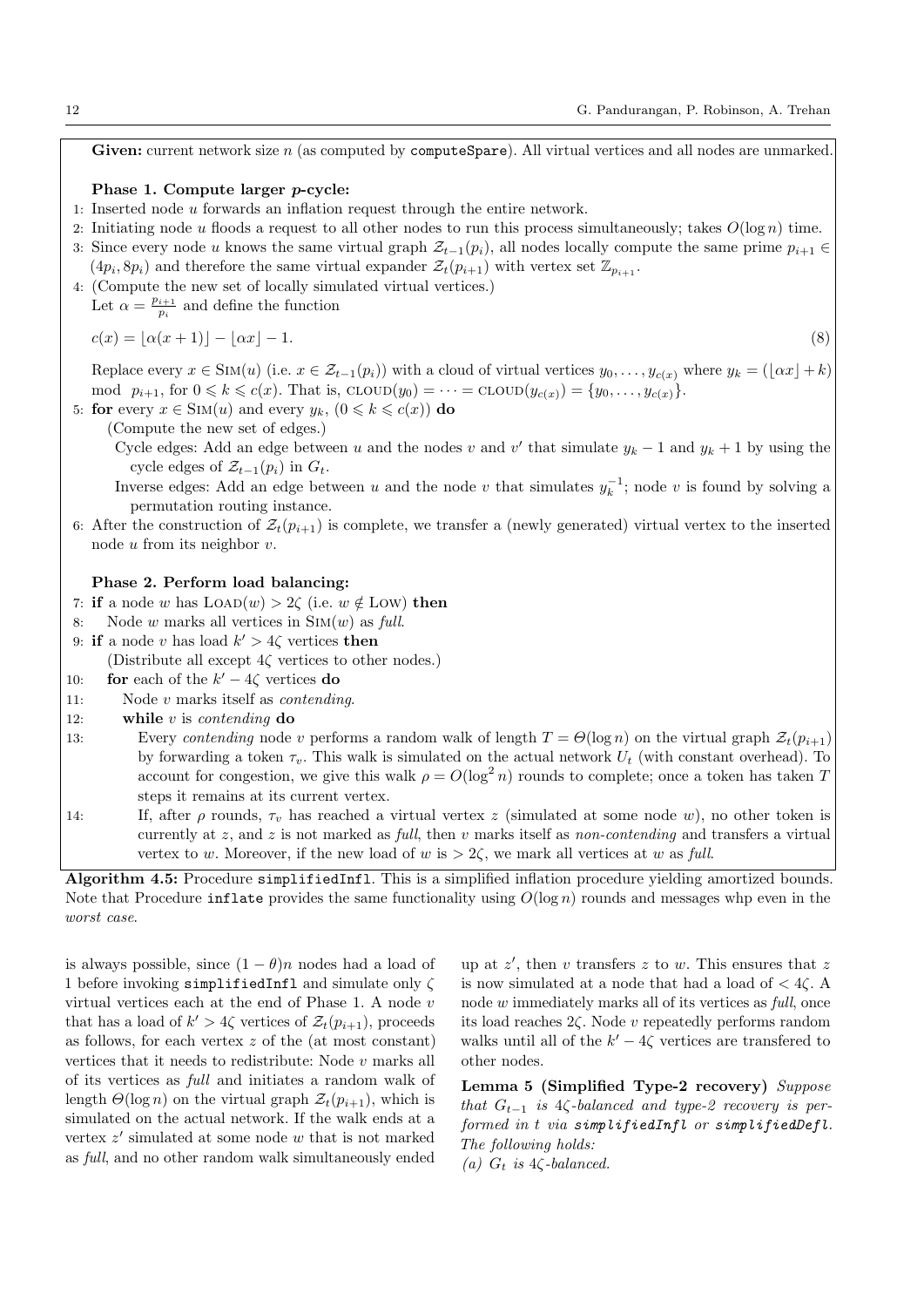**Given:** current network size $n$ (as computed by `computeSpare`). All virtual vertices and all nodes are unmarked.

**Phase 1. Compute larger $p$-cycle:**

1: Inserted node $u$ forwards an inflation request through the entire network.

2: Initiating node $u$ floods a request to all other nodes to run this process simultaneously; takes $O(\log n)$ time.

3: Since every node $u$ knows the same virtual graph $\mathcal{Z}_{t-1}(p_i)$, all nodes locally compute the same prime $p_{i+1} \in (4p_i, 8p_i)$ and therefore the same virtual expander $\mathcal{Z}_t(p_{i+1})$ with vertex set $\mathbb{Z}_{p_{i+1}}$.

4: (Compute the new set of locally simulated virtual vertices.)
Let $\alpha = \frac{p_{i+1}}{p_i}$ and define the function

$$c(x) = \lfloor \alpha(x+1) \rfloor - \lfloor \alpha x \rfloor - 1. \tag{8}$$

Replace every $x \in \text{SIM}(u)$ (i.e. $x \in \mathcal{Z}_{t-1}(p_i)$) with a cloud of virtual vertices $y_0, \ldots, y_{c(x)}$ where $y_k = (\lfloor \alpha x \rfloor + k) \mod p_{i+1}$, for $0 \leqslant k \leqslant c(x)$. That is, $\text{CLOUD}(y_0) = \cdots = \text{CLOUD}(y_{c(x)}) = \{y_0, \ldots, y_{c(x)}\}$.

5: **for** every $x \in \text{SIM}(u)$ and every $y_k$, $(0 \leqslant k \leqslant c(x))$ **do**
(Compute the new set of edges.)
Cycle edges: Add an edge between $u$ and the nodes $v$ and $v'$ that simulate $y_k - 1$ and $y_k + 1$ by using the cycle edges of $\mathcal{Z}_{t-1}(p_i)$ in $G_t$.
Inverse edges: Add an edge between $u$ and the node $v$ that simulates $y_k^{-1}$; node $v$ is found by solving a permutation routing instance.

6: After the construction of $\mathcal{Z}_t(p_{i+1})$ is complete, we transfer a (newly generated) virtual vertex to the inserted node $u$ from its neighbor $v$.

**Phase 2. Perform load balancing:**

7: **if** a node $w$ has $\text{LOAD}(w) > 2\zeta$ (i.e. $w \notin \text{LOW}$) **then**

8: Node $w$ marks all vertices in $\text{SIM}(w)$ as *full*.

9: **if** a node $v$ has load $k' > 4\zeta$ vertices **then**
(Distribute all except $4\zeta$ vertices to other nodes.)

10: **for** each of the $k' - 4\zeta$ vertices **do**

11: Node $v$ marks itself as *contending*.

12: **while** $v$ is *contending* **do**

13: Every *contending* node $v$ performs a random walk of length $T = \Theta(\log n)$ on the virtual graph $\mathcal{Z}_t(p_{i+1})$ by forwarding a token $\tau_v$. This walk is simulated on the actual network $U_t$ (with constant overhead). To account for congestion, we give this walk $\rho = O(\log^2 n)$ rounds to complete; once a token has taken $T$ steps it remains at its current vertex.

14: If, after $\rho$ rounds, $\tau_v$ has reached a virtual vertex $z$ (simulated at some node $w$), no other token is currently at $z$, and $z$ is not marked as *full*, then $v$ marks itself as *non-contending* and transfers a virtual vertex to $w$. Moreover, if the new load of $w$ is $> 2\zeta$, we mark all vertices at $w$ as *full*.

**Algorithm 4.5:** Procedure `simplifiedInfl`. This is a simplified inflation procedure yielding amortized bounds. Note that Procedure `inflate` provides the same functionality using $O(\log n)$ rounds and messages whp even in the *worst case*.

is always possible, since $(1-\theta)n$ nodes had a load of 1 before invoking `simplifiedInfl` and simulate only $\zeta$ virtual vertices each at the end of Phase 1. A node $v$ that has a load of $k' > 4\zeta$ vertices of $\mathcal{Z}_t(p_{i+1})$, proceeds as follows, for each vertex $z$ of the (at most constant) vertices that it needs to redistribute: Node $v$ marks all of its vertices as *full* and initiates a random walk of length $\Theta(\log n)$ on the virtual graph $\mathcal{Z}_t(p_{i+1})$, which is simulated on the actual network. If the walk ends at a vertex $z'$ simulated at some node $w$ that is not marked as *full*, and no other random walk simultaneously ended up at $z'$, then $v$ transfers $z$ to $w$. This ensures that $z$ is now simulated at a node that had a load of $< 4\zeta$. A node $w$ immediately marks all of its vertices as *full*, once its load reaches $2\zeta$. Node $v$ repeatedly performs random walks until all of the $k' - 4\zeta$ vertices are transfered to other nodes.

**Lemma 5 (Simplified Type-2 recovery)** *Suppose that $G_{t-1}$ is $4\zeta$-balanced and type-2 recovery is performed in $t$ via* ***simplifiedInfl*** *or* ***simplifiedDefl****. The following holds:*

*(a) $G_t$ is $4\zeta$-balanced.*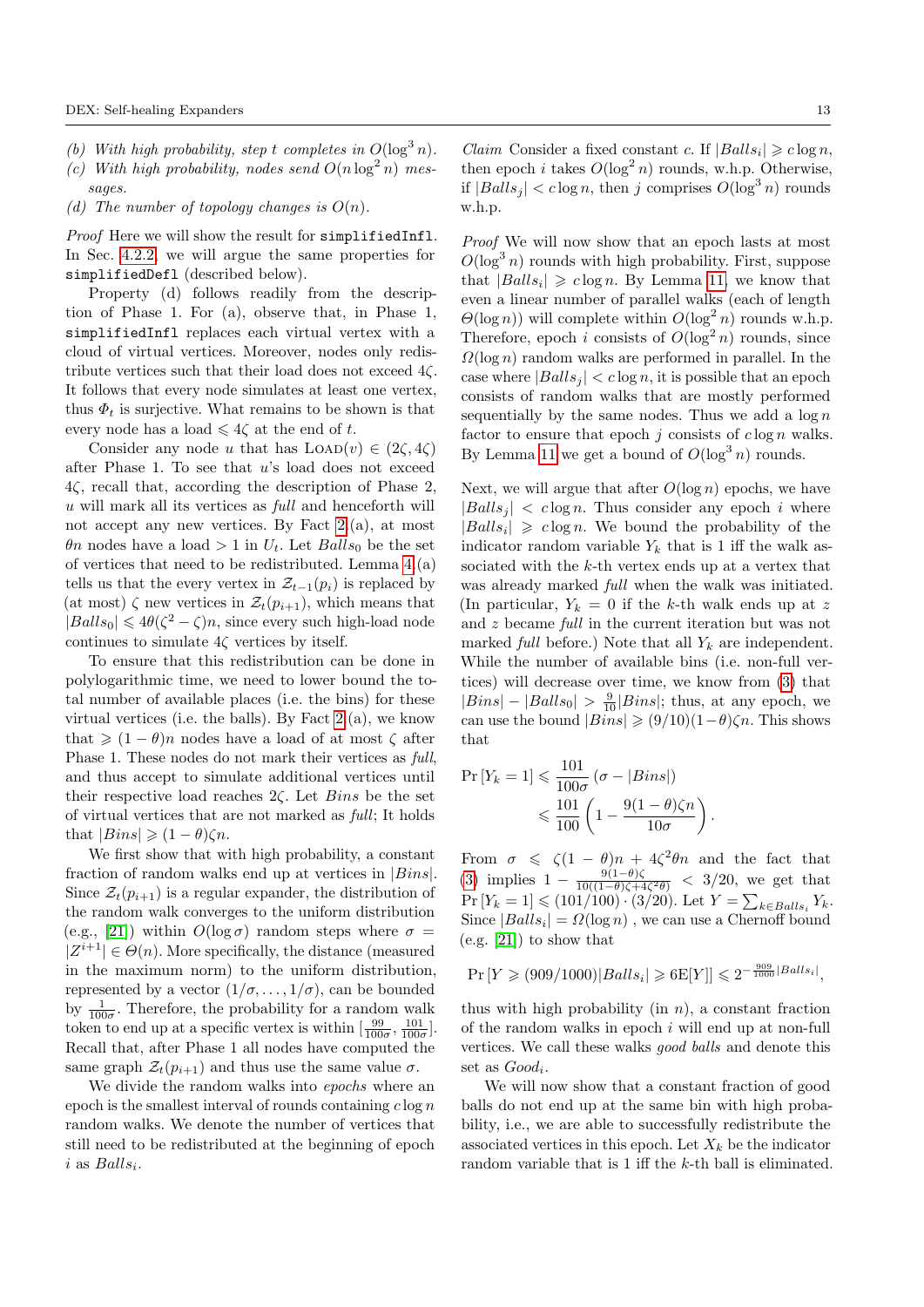*(b) With high probability, step $t$ completes in $O(\log^3 n)$.*
*(c) With high probability, nodes send $O(n \log^2 n)$ messages.*
*(d) The number of topology changes is $O(n)$.*

*Proof* Here we will show the result for `simplifiedInfl`. In Sec. 4.2.2, we will argue the same properties for `simplifiedDefl` (described below).

Property (d) follows readily from the description of Phase 1. For (a), observe that, in Phase 1, `simplifiedInfl` replaces each virtual vertex with a cloud of virtual vertices. Moreover, nodes only redistribute vertices such that their load does not exceed $4\zeta$. It follows that every node simulates at least one vertex, thus $\Phi_t$ is surjective. What remains to be shown is that every node has a load $\leqslant 4\zeta$ at the end of $t$.

Consider any node $u$ that has $\text{Load}(v) \in (2\zeta, 4\zeta)$ after Phase 1. To see that $u$'s load does not exceed $4\zeta$, recall that, according the description of Phase 2, $u$ will mark all its vertices as *full* and henceforth will not accept any new vertices. By Fact 2(a), at most $\theta n$ nodes have a load $> 1$ in $U_t$. Let $Balls_0$ be the set of vertices that need to be redistributed. Lemma 4(a) tells us that the every vertex in $\mathcal{Z}_{t-1}(p_i)$ is replaced by (at most) $\zeta$ new vertices in $\mathcal{Z}_t(p_{i+1})$, which means that $|Balls_0| \leqslant 4\theta(\zeta^2 - \zeta)n$, since every such high-load node continues to simulate $4\zeta$ vertices by itself.

To ensure that this redistribution can be done in polylogarithmic time, we need to lower bound the total number of available places (i.e. the bins) for these virtual vertices (i.e. the balls). By Fact 2(a), we know that $\geqslant (1-\theta)n$ nodes have a load of at most $\zeta$ after Phase 1. These nodes do not mark their vertices as *full*, and thus accept to simulate additional vertices until their respective load reaches $2\zeta$. Let $Bins$ be the set of virtual vertices that are not marked as *full*; It holds that $|Bins| \geqslant (1-\theta)\zeta n$.

We first show that with high probability, a constant fraction of random walks end up at vertices in $|Bins|$. Since $\mathcal{Z}_t(p_{i+1})$ is a regular expander, the distribution of the random walk converges to the uniform distribution (e.g., [21]) within $O(\log \sigma)$ random steps where $\sigma = |Z^{i+1}| \in \Theta(n)$. More specifically, the distance (measured in the maximum norm) to the uniform distribution, represented by a vector $(1/\sigma, \dots, 1/\sigma)$, can be bounded by $\frac{1}{100\sigma}$. Therefore, the probability for a random walk token to end up at a specific vertex is within $[\frac{99}{100\sigma}, \frac{101}{100\sigma}]$. Recall that, after Phase 1 all nodes have computed the same graph $\mathcal{Z}_t(p_{i+1})$ and thus use the same value $\sigma$.

We divide the random walks into *epochs* where an epoch is the smallest interval of rounds containing $c \log n$ random walks. We denote the number of vertices that still need to be redistributed at the beginning of epoch $i$ as $Balls_i$.

*Claim* Consider a fixed constant $c$. If $|Balls_i| \geqslant c \log n$, then epoch $i$ takes $O(\log^2 n)$ rounds, w.h.p. Otherwise, if $|Balls_j| < c \log n$, then $j$ comprises $O(\log^3 n)$ rounds w.h.p.

*Proof* We will now show that an epoch lasts at most $O(\log^3 n)$ rounds with high probability. First, suppose that $|Balls_i| \geqslant c \log n$. By Lemma 11, we know that even a linear number of parallel walks (each of length $\Theta(\log n)$) will complete within $O(\log^2 n)$ rounds w.h.p. Therefore, epoch $i$ consists of $O(\log^2 n)$ rounds, since $\Omega(\log n)$ random walks are performed in parallel. In the case where $|Balls_j| < c \log n$, it is possible that an epoch consists of random walks that are mostly performed sequentially by the same nodes. Thus we add a $\log n$ factor to ensure that epoch $j$ consists of $c \log n$ walks. By Lemma 11 we get a bound of $O(\log^3 n)$ rounds.

Next, we will argue that after $O(\log n)$ epochs, we have $|Balls_j| < c \log n$. Thus consider any epoch $i$ where $|Balls_i| \geqslant c \log n$. We bound the probability of the indicator random variable $Y_k$ that is 1 iff the walk associated with the $k$-th vertex ends up at a vertex that was already marked *full* when the walk was initiated. (In particular, $Y_k = 0$ if the $k$-th walk ends up at $z$ and $z$ became *full* in the current iteration but was not marked *full* before.) Note that all $Y_k$ are independent. While the number of available bins (i.e. non-full vertices) will decrease over time, we know from (3) that $|Bins| - |Balls_0| > \frac{9}{10}|Bins|$; thus, at any epoch, we can use the bound $|Bins| \geqslant (9/10)(1-\theta)\zeta n$. This shows that

$$
\begin{aligned}
\Pr[Y_k = 1] &\leqslant \frac{101}{100\sigma}(\sigma - |Bins|) \\
&\leqslant \frac{101}{100}\left(1 - \frac{9(1-\theta)\zeta n}{10\sigma}\right).
\end{aligned}
$$

From $\sigma \leqslant \zeta(1-\theta)n + 4\zeta^2\theta n$ and the fact that (3) implies $1 - \frac{9(1-\theta)\zeta}{10((1-\theta)\zeta + 4\zeta^2\theta)} < 3/20$, we get that $\Pr[Y_k = 1] \leqslant (101/100) \cdot (3/20)$. Let $Y = \sum_{k \in Balls_i} Y_k$. Since $|Balls_i| = \Omega(\log n)$ , we can use a Chernoff bound (e.g. [21]) to show that

$$
\Pr[Y \geqslant (909/1000)|Balls_i| \geqslant 6\mathrm{E}[Y]] \leqslant 2^{-\frac{909}{1000}|Balls_i|},
$$

thus with high probability (in $n$), a constant fraction of the random walks in epoch $i$ will end up at non-full vertices. We call these walks *good balls* and denote this set as $Good_i$.

We will now show that a constant fraction of good balls do not end up at the same bin with high probability, i.e., we are able to successfully redistribute the associated vertices in this epoch. Let $X_k$ be the indicator random variable that is 1 iff the $k$-th ball is eliminated.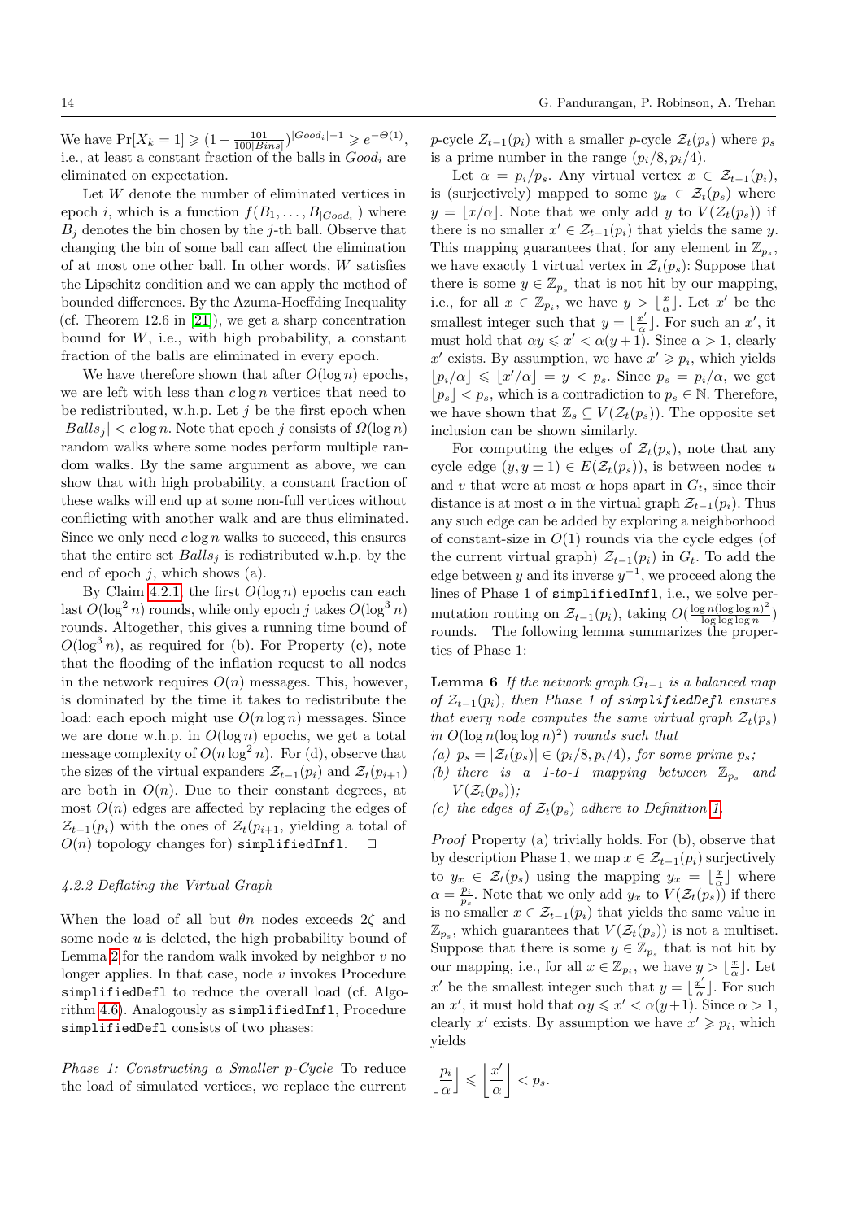We have $\Pr[X_k = 1] \geqslant (1 - \frac{101}{100|Bins|})^{|Good_i|-1} \geqslant e^{-\Theta(1)}$, i.e., at least a constant fraction of the balls in $Good_i$ are eliminated on expectation.

Let $W$ denote the number of eliminated vertices in epoch $i$, which is a function $f(B_1, \ldots, B_{|Good_i|})$ where $B_j$ denotes the bin chosen by the $j$-th ball. Observe that changing the bin of some ball can affect the elimination of at most one other ball. In other words, $W$ satisfies the Lipschitz condition and we can apply the method of bounded differences. By the Azuma-Hoeffding Inequality (cf. Theorem 12.6 in [21]), we get a sharp concentration bound for $W$, i.e., with high probability, a constant fraction of the balls are eliminated in every epoch.

We have therefore shown that after $O(\log n)$ epochs, we are left with less than $c \log n$ vertices that need to be redistributed, w.h.p. Let $j$ be the first epoch when $|Balls_j| < c \log n$. Note that epoch $j$ consists of $\Omega(\log n)$ random walks where some nodes perform multiple random walks. By the same argument as above, we can show that with high probability, a constant fraction of these walks will end up at some non-full vertices without conflicting with another walk and are thus eliminated. Since we only need $c \log n$ walks to succeed, this ensures that the entire set $Balls_j$ is redistributed w.h.p. by the end of epoch $j$, which shows (a).

By Claim 4.2.1, the first $O(\log n)$ epochs can each last $O(\log^2 n)$ rounds, while only epoch $j$ takes $O(\log^3 n)$ rounds. Altogether, this gives a running time bound of $O(\log^3 n)$, as required for (b). For Property (c), note that the flooding of the inflation request to all nodes in the network requires $O(n)$ messages. This, however, is dominated by the time it takes to redistribute the load: each epoch might use $O(n \log n)$ messages. Since we are done w.h.p. in $O(\log n)$ epochs, we get a total message complexity of $O(n \log^2 n)$. For (d), observe that the sizes of the virtual expanders $\mathcal{Z}_{t-1}(p_i)$ and $\mathcal{Z}_t(p_{i+1})$ are both in $O(n)$. Due to their constant degrees, at most $O(n)$ edges are affected by replacing the edges of $\mathcal{Z}_{t-1}(p_i)$ with the ones of $\mathcal{Z}_t(p_{i+1})$, yielding a total of $O(n)$ topology changes for) simplifiedInfl. □

#### 4.2.2 Deflating the Virtual Graph

When the load of all but $\theta n$ nodes exceeds $2\zeta$ and some node $u$ is deleted, the high probability bound of Lemma 2 for the random walk invoked by neighbor $v$ no longer applies. In that case, node $v$ invokes Procedure simplifiedDefl to reduce the overall load (cf. Algorithm 4.6). Analogously as simplifiedInfl, Procedure simplifiedDefl consists of two phases:

*Phase 1: Constructing a Smaller p-Cycle* To reduce the load of simulated vertices, we replace the current $p$-cycle $Z_{t-1}(p_i)$ with a smaller $p$-cycle $\mathcal{Z}_t(p_s)$ where $p_s$ is a prime number in the range $(p_i/8, p_i/4)$.

Let $\alpha = p_i/p_s$. Any virtual vertex $x \in \mathcal{Z}_{t-1}(p_i)$, is (surjectively) mapped to some $y_x \in \mathcal{Z}_t(p_s)$ where $y = \lfloor x/\alpha \rfloor$. Note that we only add $y$ to $V(\mathcal{Z}_t(p_s))$ if there is no smaller $x' \in \mathcal{Z}_{t-1}(p_i)$ that yields the same $y$. This mapping guarantees that, for any element in $\mathbb{Z}_{p_s}$, we have exactly 1 virtual vertex in $\mathcal{Z}_t(p_s)$: Suppose that there is some $y \in \mathbb{Z}_{p_s}$ that is not hit by our mapping, i.e., for all $x \in \mathbb{Z}_{p_i}$, we have $y > \lfloor \frac{x}{\alpha} \rfloor$. Let $x'$ be the smallest integer such that $y = \lfloor \frac{x'}{\alpha} \rfloor$. For such an $x'$, it must hold that $\alpha y \leqslant x' < \alpha(y+1)$. Since $\alpha > 1$, clearly $x'$ exists. By assumption, we have $x' \geqslant p_i$, which yields $\lfloor p_i/\alpha \rfloor \leqslant \lfloor x'/\alpha \rfloor = y < p_s$. Since $p_s = p_i/\alpha$, we get $\lfloor p_s \rfloor < p_s$, which is a contradiction to $p_s \in \mathbb{N}$. Therefore, we have shown that $\mathbb{Z}_s \subseteq V(\mathcal{Z}_t(p_s))$. The opposite set inclusion can be shown similarly.

For computing the edges of $\mathcal{Z}_t(p_s)$, note that any cycle edge $(y, y \pm 1) \in E(\mathcal{Z}_t(p_s))$, is between nodes $u$ and $v$ that were at most $\alpha$ hops apart in $G_t$, since their distance is at most $\alpha$ in the virtual graph $\mathcal{Z}_{t-1}(p_i)$. Thus any such edge can be added by exploring a neighborhood of constant-size in $O(1)$ rounds via the cycle edges (of the current virtual graph) $\mathcal{Z}_{t-1}(p_i)$ in $G_t$. To add the edge between $y$ and its inverse $y^{-1}$, we proceed along the lines of Phase 1 of simplifiedInfl, i.e., we solve permutation routing on $\mathcal{Z}_{t-1}(p_i)$, taking $O(\frac{\log n (\log \log n)^2}{\log \log \log n})$ rounds. The following lemma summarizes the properties of Phase 1:

**Lemma 6** *If the network graph $G_{t-1}$ is a balanced map of $\mathcal{Z}_{t-1}(p_i)$, then Phase 1 of **simplifiedDefl** ensures that every node computes the same virtual graph $\mathcal{Z}_t(p_s)$ in $O(\log n (\log \log n)^2)$ rounds such that*

*(a) $p_s = |\mathcal{Z}_t(p_s)| \in (p_i/8, p_i/4)$, for some prime $p_s$;*
*(b) there is a 1-to-1 mapping between $\mathbb{Z}_{p_s}$ and $V(\mathcal{Z}_t(p_s))$;*
*(c) the edges of $\mathcal{Z}_t(p_s)$ adhere to Definition 1.*

*Proof* Property (a) trivially holds. For (b), observe that by description Phase 1, we map $x \in \mathcal{Z}_{t-1}(p_i)$ surjectively to $y_x \in \mathcal{Z}_t(p_s)$ using the mapping $y_x = \lfloor \frac{x}{\alpha} \rfloor$ where $\alpha = \frac{p_i}{p_s}$. Note that we only add $y_x$ to $V(\mathcal{Z}_t(p_s))$ if there is no smaller $x \in \mathcal{Z}_{t-1}(p_i)$ that yields the same value in $\mathbb{Z}_{p_s}$, which guarantees that $V(\mathcal{Z}_t(p_s))$ is not a multiset. Suppose that there is some $y \in \mathbb{Z}_{p_s}$ that is not hit by our mapping, i.e., for all $x \in \mathbb{Z}_{p_i}$, we have $y > \lfloor \frac{x}{\alpha} \rfloor$. Let $x'$ be the smallest integer such that $y = \lfloor \frac{x'}{\alpha} \rfloor$. For such an $x'$, it must hold that $\alpha y \leqslant x' < \alpha(y+1)$. Since $\alpha > 1$, clearly $x'$ exists. By assumption we have $x' \geqslant p_i$, which yields

$$\left\lfloor \frac{p_i}{\alpha} \right\rfloor \leqslant \left\lfloor \frac{x'}{\alpha} \right\rfloor < p_s.$$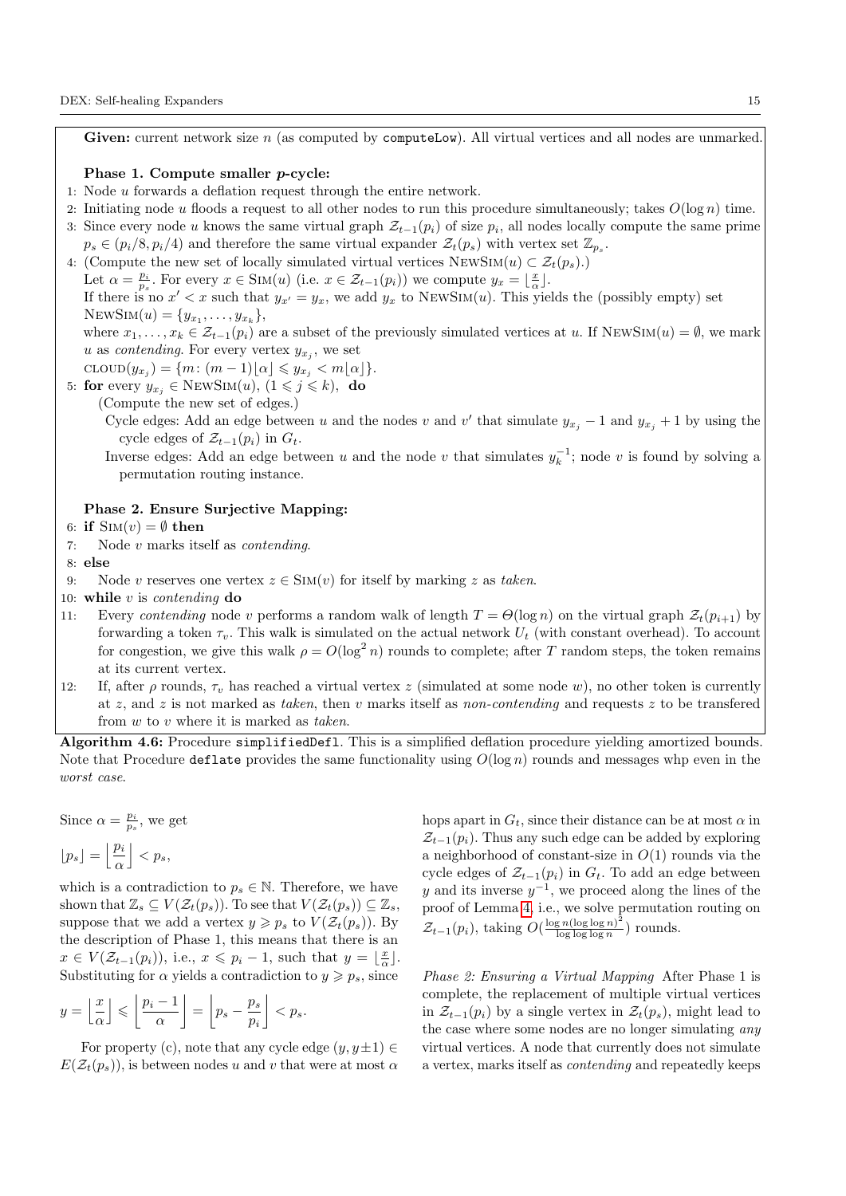**Given:** current network size $n$ (as computed by `computeLow`). All virtual vertices and all nodes are unmarked.

**Phase 1. Compute smaller $p$-cycle:**

1: Node $u$ forwards a deflation request through the entire network.

2: Initiating node $u$ floods a request to all other nodes to run this procedure simultaneously; takes $O(\log n)$ time.

3: Since every node $u$ knows the same virtual graph $\mathcal{Z}_{t-1}(p_i)$ of size $p_i$, all nodes locally compute the same prime $p_s \in (p_i/8, p_i/4)$ and therefore the same virtual expander $\mathcal{Z}_t(p_s)$ with vertex set $\mathbb{Z}_{p_s}$.

4: (Compute the new set of locally simulated virtual vertices $\text{NewSim}(u) \subset \mathcal{Z}_t(p_s)$.)
Let $\alpha = \frac{p_i}{p_s}$. For every $x \in \text{Sim}(u)$ (i.e. $x \in \mathcal{Z}_{t-1}(p_i)$) we compute $y_x = \lfloor \frac{x}{\alpha} \rfloor$.
If there is no $x' < x$ such that $y_{x'} = y_x$, we add $y_x$ to $\text{NewSim}(u)$. This yields the (possibly empty) set
$\text{NewSim}(u) = \{y_{x_1}, \dots, y_{x_k}\}$,
where $x_1, \dots, x_k \in \mathcal{Z}_{t-1}(p_i)$ are a subset of the previously simulated vertices at $u$. If $\text{NewSim}(u) = \emptyset$, we mark $u$ as *contending*. For every vertex $y_{x_j}$, we set
$\text{cloud}(y_{x_j}) = \{m \colon (m-1)\lfloor \alpha \rfloor \leqslant y_{x_j} < m \lfloor \alpha \rfloor\}$.

5: **for** every $y_{x_j} \in \text{NewSim}(u)$, $(1 \leqslant j \leqslant k)$, **do**
(Compute the new set of edges.)
Cycle edges: Add an edge between $u$ and the nodes $v$ and $v'$ that simulate $y_{x_j} - 1$ and $y_{x_j} + 1$ by using the cycle edges of $\mathcal{Z}_{t-1}(p_i)$ in $G_t$.
Inverse edges: Add an edge between $u$ and the node $v$ that simulates $y_k^{-1}$; node $v$ is found by solving a permutation routing instance.

**Phase 2. Ensure Surjective Mapping:**

6: **if** $\text{Sim}(v) = \emptyset$ **then**

7: Node $v$ marks itself as *contending*.

8: **else**

9: Node $v$ reserves one vertex $z \in \text{Sim}(v)$ for itself by marking $z$ as *taken*.

10: **while** $v$ is *contending* **do**

11: Every *contending* node $v$ performs a random walk of length $T = \Theta(\log n)$ on the virtual graph $\mathcal{Z}_t(p_{i+1})$ by forwarding a token $\tau_v$. This walk is simulated on the actual network $U_t$ (with constant overhead). To account for congestion, we give this walk $\rho = O(\log^2 n)$ rounds to complete; after $T$ random steps, the token remains at its current vertex.

12: If, after $\rho$ rounds, $\tau_v$ has reached a virtual vertex $z$ (simulated at some node $w$), no other token is currently at $z$, and $z$ is not marked as *taken*, then $v$ marks itself as *non-contending* and requests $z$ to be transfered from $w$ to $v$ where it is marked as *taken*.

**Algorithm 4.6:** Procedure `simplifiedDefl`. This is a simplified deflation procedure yielding amortized bounds. Note that Procedure `deflate` provides the same functionality using $O(\log n)$ rounds and messages whp even in the *worst case*.

Since $\alpha = \frac{p_i}{p_s}$, we get

$$\lfloor p_s \rfloor = \left\lfloor \frac{p_i}{\alpha} \right\rfloor < p_s,$$

which is a contradiction to $p_s \in \mathbb{N}$. Therefore, we have shown that $\mathbb{Z}_s \subseteq V(\mathcal{Z}_t(p_s))$. To see that $V(\mathcal{Z}_t(p_s)) \subseteq \mathbb{Z}_s$, suppose that we add a vertex $y \geqslant p_s$ to $V(\mathcal{Z}_t(p_s))$. By the description of Phase 1, this means that there is an $x \in V(\mathcal{Z}_{t-1}(p_i))$, i.e., $x \leqslant p_i - 1$, such that $y = \lfloor \frac{x}{\alpha} \rfloor$. Substituting for $\alpha$ yields a contradiction to $y \geqslant p_s$, since

$$y = \left\lfloor \frac{x}{\alpha} \right\rfloor \leqslant \left\lfloor \frac{p_i - 1}{\alpha} \right\rfloor = \left\lfloor p_s - \frac{p_s}{p_i} \right\rfloor < p_s.$$

For property (c), note that any cycle edge $(y, y \pm 1) \in E(\mathcal{Z}_t(p_s))$, is between nodes $u$ and $v$ that were at most $\alpha$ hops apart in $G_t$, since their distance can be at most $\alpha$ in $\mathcal{Z}_{t-1}(p_i)$. Thus any such edge can be added by exploring a neighborhood of constant-size in $O(1)$ rounds via the cycle edges of $\mathcal{Z}_{t-1}(p_i)$ in $G_t$. To add an edge between $y$ and its inverse $y^{-1}$, we proceed along the lines of the proof of Lemma 4, i.e., we solve permutation routing on $\mathcal{Z}_{t-1}(p_i)$, taking $O(\frac{\log n (\log \log n)^2}{\log \log \log n})$ rounds.

*Phase 2: Ensuring a Virtual Mapping* After Phase 1 is complete, the replacement of multiple virtual vertices in $\mathcal{Z}_{t-1}(p_i)$ by a single vertex in $\mathcal{Z}_t(p_s)$, might lead to the case where some nodes are no longer simulating *any* virtual vertices. A node that currently does not simulate a vertex, marks itself as *contending* and repeatedly keeps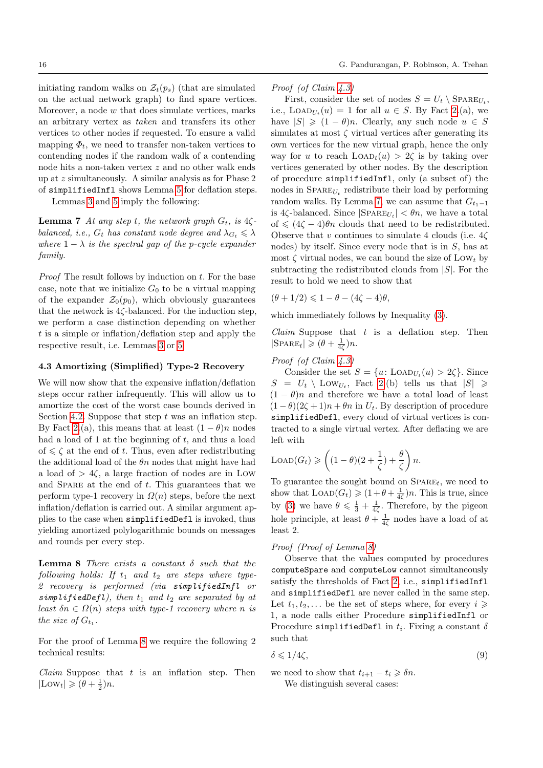initiating random walks on $\mathcal{Z}_t(p_s)$ (that are simulated on the actual network graph) to find spare vertices. Moreover, a node $w$ that does simulate vertices, marks an arbitrary vertex as *taken* and transfers its other vertices to other nodes if requested. To ensure a valid mapping $\Phi_t$, we need to transfer non-taken vertices to contending nodes if the random walk of a contending node hits a non-taken vertex $z$ and no other walk ends up at $z$ simultaneously. A similar analysis as for Phase 2 of `simplifiedInfl` shows Lemma 5 for deflation steps.

Lemmas 3 and 5 imply the following:

**Lemma 7** *At any step $t$, the network graph $G_t$, is $4\zeta$-balanced, i.e., $G_t$ has constant node degree and $\lambda_{G_t} \leqslant \lambda$ where $1 - \lambda$ is the spectral gap of the $p$-cycle expander family.*

*Proof* The result follows by induction on $t$. For the base case, note that we initialize $G_0$ to be a virtual mapping of the expander $\mathcal{Z}_0(p_0)$, which obviously guarantees that the network is $4\zeta$-balanced. For the induction step, we perform a case distinction depending on whether $t$ is a simple or inflation/deflation step and apply the respective result, i.e. Lemmas 3 or 5.

### 4.3 Amortizing (Simplified) Type-2 Recovery

We will now show that the expensive inflation/deflation steps occur rather infrequently. This will allow us to amortize the cost of the worst case bounds derived in Section 4.2. Suppose that step $t$ was an inflation step. By Fact 2(a), this means that at least $(1-\theta)n$ nodes had a load of 1 at the beginning of $t$, and thus a load of $\leqslant \zeta$ at the end of $t$. Thus, even after redistributing the additional load of the $\theta n$ nodes that might have had a load of $> 4\zeta$, a large fraction of nodes are in LOW and SPARE at the end of $t$. This guarantees that we perform type-1 recovery in $\Omega(n)$ steps, before the next inflation/deflation is carried out. A similar argument applies to the case when `simplifiedDefl` is invoked, thus yielding amortized polylogarithmic bounds on messages and rounds per every step.

**Lemma 8** *There exists a constant $\delta$ such that the following holds: If $t_1$ and $t_2$ are steps where type-2 recovery is performed (via `simplifiedInfl` or `simplifiedDefl`), then $t_1$ and $t_2$ are separated by at least $\delta n \in \Omega(n)$ steps with type-1 recovery where $n$ is the size of $G_{t_1}$.*

For the proof of Lemma 8 we require the following 2 technical results:

*Claim* Suppose that $t$ is an inflation step. Then $|\text{LOW}_t| \geqslant (\theta + \frac{1}{2})n$.

*Proof (of Claim 4.3)*
First, consider the set of nodes $S = U_t \setminus \text{SPARE}_{U_t}$, i.e., $\text{LOAD}_{U_t}(u) = 1$ for all $u \in S$. By Fact 2(a), we have $|S| \geqslant (1-\theta)n$. Clearly, any such node $u \in S$ simulates at most $\zeta$ virtual vertices after generating its own vertices for the new virtual graph, hence the only way for $u$ to reach $\text{LOAD}_t(u) > 2\zeta$ is by taking over vertices generated by other nodes. By the description of procedure `simplifiedInfl`, only (a subset of) the nodes in $\text{SPARE}_{U_t}$ redistribute their load by performing random walks. By Lemma 7, we can assume that $G_{t_1-1}$ is $4\zeta$-balanced. Since $|\text{SPARE}_{U_t}| < \theta n$, we have a total of $\leqslant (4\zeta - 4)\theta n$ clouds that need to be redistributed. Observe that $v$ continues to simulate 4 clouds (i.e. $4\zeta$ nodes) by itself. Since every node that is in $S$, has at most $\zeta$ virtual nodes, we can bound the size of $\text{LOW}_t$ by subtracting the redistributed clouds from $|S|$. For the result to hold we need to show that

$$(\theta + 1/2) \leqslant 1 - \theta - (4\zeta - 4)\theta,$$

which immediately follows by Inequality (3).

*Claim* Suppose that $t$ is a deflation step. Then $|\text{SPARE}_t| \geqslant (\theta + \frac{1}{4\zeta})n$.

*Proof (of Claim 4.3)*
Consider the set $S = \{u \colon \text{LOAD}_{U_t}(u) > 2\zeta\}$. Since $S = U_t \setminus \text{LOW}_{U_t}$, Fact 2(b) tells us that $|S| \geqslant (1-\theta)n$ and therefore we have a total load of least $(1-\theta)(2\zeta+1)n + \theta n$ in $U_t$. By description of procedure `simplifiedDefl`, every cloud of virtual vertices is contracted to a single virtual vertex. After deflating we are left with

$$\text{LOAD}(G_t) \geqslant \left((1-\theta)(2 + \frac{1}{\zeta}) + \frac{\theta}{\zeta}\right) n.$$

To guarantee the sought bound on $\text{SPARE}_t$, we need to show that $\text{LOAD}(G_t) \geqslant (1 + \theta + \frac{1}{4\zeta})n$. This is true, since by (3) we have $\theta \leqslant \frac{1}{3} + \frac{1}{4\zeta}$. Therefore, by the pigeon hole principle, at least $\theta + \frac{1}{4\zeta}$ nodes have a load of at least 2.

*Proof (Proof of Lemma 8)*
Observe that the values computed by procedures `computeSpare` and `computeLow` cannot simultaneously satisfy the thresholds of Fact 2, i.e., `simplifiedInfl` and `simplifiedDefl` are never called in the same step. Let $t_1, t_2, \dots$ be the set of steps where, for every $i \geqslant 1$, a node calls either Procedure `simplifiedInfl` or Procedure `simplifiedDefl` in $t_i$. Fixing a constant $\delta$ such that

$$\delta \leqslant 1/4\zeta, \tag{9}$$

we need to show that $t_{i+1} - t_i \geqslant \delta n$.

We distinguish several cases: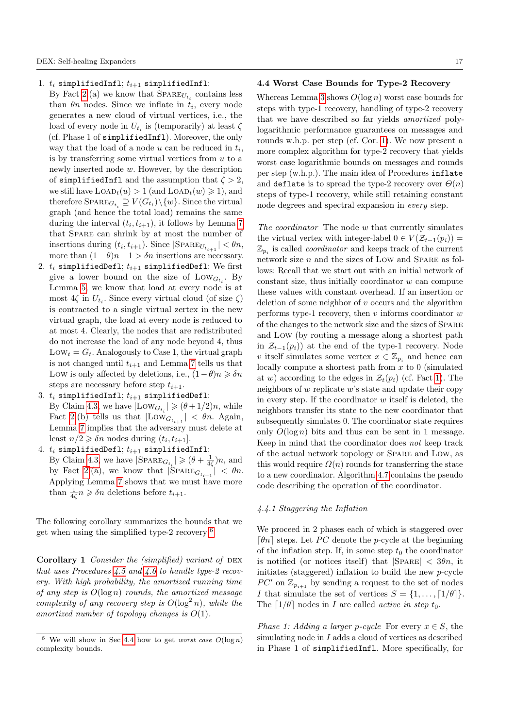1. $t_i$ `simplifiedInfl`; $t_{i+1}$ `simplifiedInfl`:
   By Fact 2(a) we know that $\textsc{Spare}_{U_{t_i}}$ contains less than $\theta n$ nodes. Since we inflate in $t_i$, every node generates a new cloud of virtual vertices, i.e., the load of every node in $U_{t_i}$ is (temporarily) at least $\zeta$ (cf. Phase 1 of `simplifiedInfl`). Moreover, the only way that the load of a node $u$ can be reduced in $t_i$, is by transferring some virtual vertices from $u$ to a newly inserted node $w$. However, by the description of `simplifiedInfl` and the assumption that $\zeta > 2$, we still have $\textsc{Load}_t(u) > 1$ (and $\textsc{Load}_t(w) \geqslant 1$), and therefore $\textsc{Spare}_{G_{t_i}} \supseteq V(G_{t_i}) \backslash \{w\}$. Since the virtual graph (and hence the total load) remains the same during the interval $(t_i, t_{i+1})$, it follows by Lemma 7 that $\textsc{Spare}$ can shrink by at most the number of insertions during $(t_i, t_{i+1})$. Since $|\textsc{Spare}_{U_{t_{i+1}}}| < \theta n$, more than $(1-\theta)n - 1 > \delta n$ insertions are necessary.
2. $t_i$ `simplifiedDefl`; $t_{i+1}$ `simplifiedDefl`: We first give a lower bound on the size of $\textsc{Low}_{G_{t_i}}$. By Lemma 5, we know that load at every node is at most $4\zeta$ in $U_{t_i}$. Since every virtual cloud (of size $\zeta$) is contracted to a single virtual zertex in the new virtual graph, the load at every node is reduced to at most 4. Clearly, the nodes that are redistributed do not increase the load of any node beyond 4, thus $\textsc{Low}_t = G_t$. Analogously to Case 1, the virtual graph is not changed until $t_{i+1}$ and Lemma 7 tells us that $\textsc{Low}$ is only affected by deletions, i.e., $(1-\theta)n \geqslant \delta n$ steps are necessary before step $t_{i+1}$.
3. $t_i$ `simplifiedInfl`; $t_{i+1}$ `simplifiedDefl`:
   By Claim 4.3, we have $|\textsc{Low}_{G_{t_i}}| \geqslant (\theta + 1/2)n$, while Fact 2(b) tells us that $|\textsc{Low}_{G_{t_{i+1}}}| < \theta n$. Again, Lemma 7 implies that the adversary must delete at least $n/2 \geqslant \delta n$ nodes during $(t_i, t_{i+1}]$.
4. $t_i$ `simplifiedDefl`; $t_{i+1}$ `simplifiedInfl`:
   By Claim 4.3, we have $|\textsc{Spare}_{G_{t_i}}| \geqslant (\theta + \frac{1}{4\zeta})n$, and by Fact 2(a), we know that $|\textsc{Spare}_{G_{t_{i+1}}}| < \theta n$. Applying Lemma 7 shows that we must have more than $\frac{1}{4\zeta}n \geqslant \delta n$ deletions before $t_{i+1}$.

The following corollary summarizes the bounds that we get when using the simplified type-2 recovery:[6]

**Corollary 1** *Consider the (simplified) variant of* DEX *that uses Procedures 4.5 and 4.6 to handle type-2 recovery. With high probability, the amortized running time of any step is $O(\log n)$ rounds, the amortized message complexity of any recovery step is $O(\log^2 n)$, while the amortized number of topology changes is $O(1)$.*

[6] We will show in Sec 4.4 how to get *worst case* $O(\log n)$ complexity bounds.

### 4.4 Worst Case Bounds for Type-2 Recovery

Whereas Lemma 3 shows $O(\log n)$ worst case bounds for steps with type-1 recovery, handling of type-2 recovery that we have described so far yields *amortized* polylogarithmic performance guarantees on messages and rounds w.h.p. per step (cf. Cor. 1). We now present a more complex algorithm for type-2 recovery that yields worst case logarithmic bounds on messages and rounds per step (w.h.p.). The main idea of Procedures `inflate` and `deflate` is to spread the type-2 recovery over $\Theta(n)$ steps of type-1 recovery, while still retaining constant node degrees and spectral expansion in *every* step.

*The coordinator* The node $w$ that currently simulates the virtual vertex with integer-label $0 \in V(\mathcal{Z}_{t-1}(p_i)) = \mathbb{Z}_{p_i}$ is called *coordinator* and keeps track of the current network size $n$ and the sizes of $\textsc{Low}$ and $\textsc{Spare}$ as follows: Recall that we start out with an initial network of constant size, thus initially coordinator $w$ can compute these values with constant overhead. If an insertion or deletion of some neighbor of $v$ occurs and the algorithm performs type-1 recovery, then $v$ informs coordinator $w$ of the changes to the network size and the sizes of $\textsc{Spare}$ and $\textsc{Low}$ (by routing a message along a shortest path in $\mathcal{Z}_{t-1}(p_i)$) at the end of the type-1 recovery. Node $v$ itself simulates some vertex $x \in \mathbb{Z}_{p_i}$ and hence can locally compute a shortest path from $x$ to 0 (simulated at $w$) according to the edges in $\mathcal{Z}_t(p_i)$ (cf. Fact 1). The neighbors of $w$ replicate $w$'s state and update their copy in every step. If the coordinator $w$ itself is deleted, the neighbors transfer its state to the new coordinator that subsequently simulates 0. The coordinator state requires only $O(\log n)$ bits and thus can be sent in 1 message. Keep in mind that the coordinator does *not* keep track of the actual network topology or $\textsc{Spare}$ and $\textsc{Low}$, as this would require $\Omega(n)$ rounds for transferring the state to a new coordinator. Algorithm 4.7 contains the pseudo code describing the operation of the coordinator.

#### 4.4.1 Staggering the Inflation

We proceed in 2 phases each of which is staggered over $\lceil \theta n \rceil$ steps. Let $PC$ denote the $p$-cycle at the beginning of the inflation step. If, in some step $t_0$ the coordinator is notified (or notices itself) that $|\textsc{Spare}| < 3\theta n$, it initiates (staggered) inflation to build the new $p$-cycle $PC'$ on $\mathbb{Z}_{p_{i+1}}$ by sending a request to the set of nodes $I$ that simulate the set of vertices $S = \{1, \ldots, \lceil 1/\theta \rceil\}$. The $\lceil 1/\theta \rceil$ nodes in $I$ are called *active in step* $t_0$.

*Phase 1: Adding a larger p-cycle* For every $x \in S$, the simulating node in $I$ adds a cloud of vertices as described in Phase 1 of `simplifiedInfl`. More specifically, for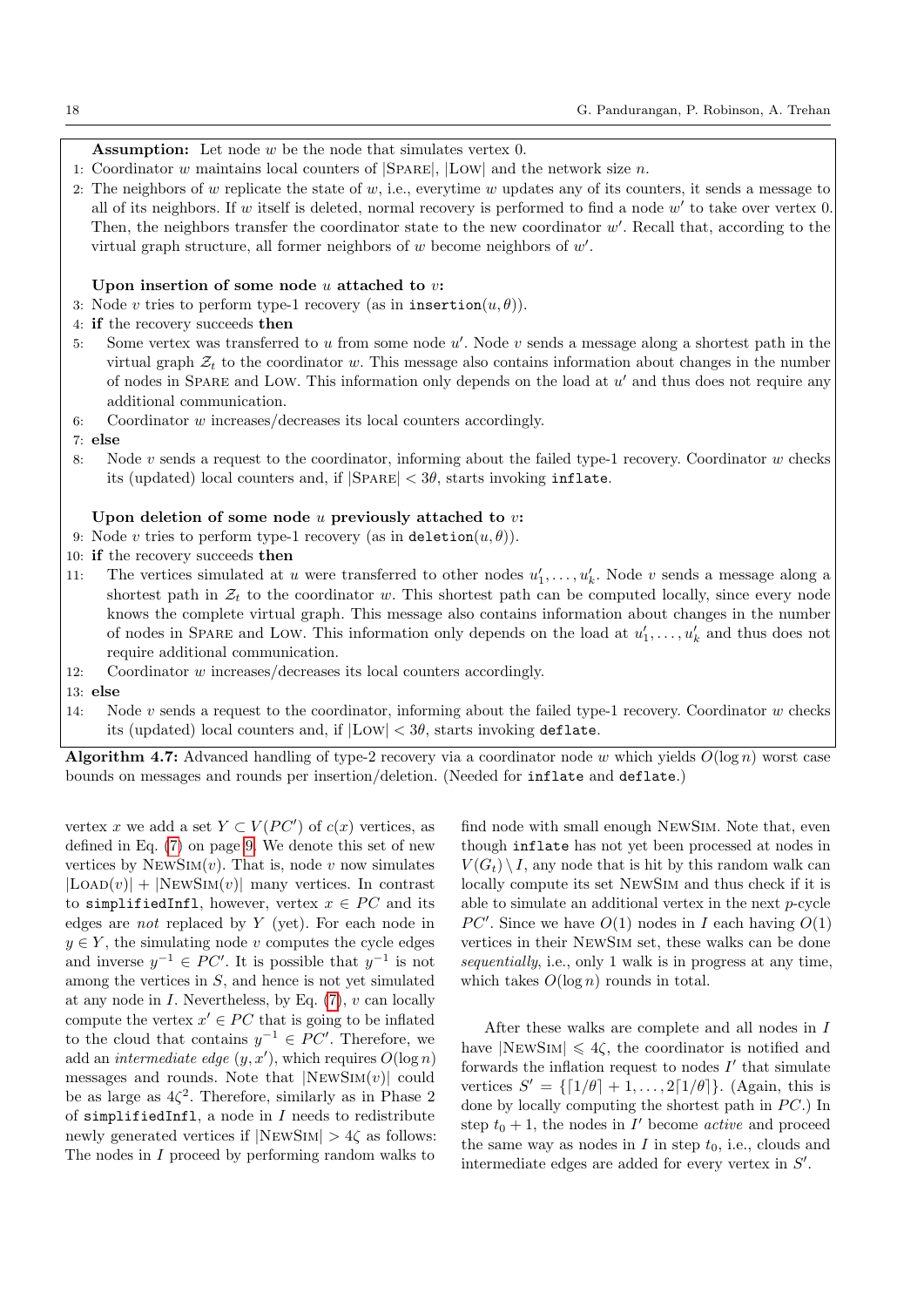**Assumption:** Let node $w$ be the node that simulates vertex 0.

```
1: Coordinator w maintains local counters of |Spare|, |Low| and the network size n.
2: The neighbors of w replicate the state of w, i.e., everytime w updates any of its counters, it sends a message to
   all of its neighbors. If w itself is deleted, normal recovery is performed to find a node w' to take over vertex 0.
   Then, the neighbors transfer the coordinator state to the new coordinator w'. Recall that, according to the
   virtual graph structure, all former neighbors of w become neighbors of w'.

   Upon insertion of some node u attached to v:
3: Node v tries to perform type-1 recovery (as in insertion(u, θ)).
4: if the recovery succeeds then
5:    Some vertex was transferred to u from some node u'. Node v sends a message along a shortest path in the
      virtual graph Z_t to the coordinator w. This message also contains information about changes in the number
      of nodes in Spare and Low. This information only depends on the load at u' and thus does not require any
      additional communication.
6:    Coordinator w increases/decreases its local counters accordingly.
7: else
8:    Node v sends a request to the coordinator, informing about the failed type-1 recovery. Coordinator w checks
      its (updated) local counters and, if |Spare| < 3θ, starts invoking inflate.

   Upon deletion of some node u previously attached to v:
9: Node v tries to perform type-1 recovery (as in deletion(u, θ)).
10: if the recovery succeeds then
11:    The vertices simulated at u were transferred to other nodes u'_1, ..., u'_k. Node v sends a message along a
       shortest path in Z_t to the coordinator w. This shortest path can be computed locally, since every node
       knows the complete virtual graph. This message also contains information about changes in the number
       of nodes in Spare and Low. This information only depends on the load at u'_1, ..., u'_k and thus does not
       require additional communication.
12:    Coordinator w increases/decreases its local counters accordingly.
13: else
14:    Node v sends a request to the coordinator, informing about the failed type-1 recovery. Coordinator w checks
       its (updated) local counters and, if |Low| < 3θ, starts invoking deflate.
```

**Algorithm 4.7:** Advanced handling of type-2 recovery via a coordinator node $w$ which yields $O(\log n)$ worst case bounds on messages and rounds per insertion/deletion. (Needed for `inflate` and `deflate`.)

vertex $x$ we add a set $Y \subset V(PC')$ of $c(x)$ vertices, as defined in Eq. (7) on page 9. We denote this set of new vertices by $\textsc{NewSim}(v)$. That is, node $v$ now simulates $|\textsc{Load}(v)| + |\textsc{NewSim}(v)|$ many vertices. In contrast to `simplifiedInfl`, however, vertex $x \in PC$ and its edges are *not* replaced by $Y$ (yet). For each node in $y \in Y$, the simulating node $v$ computes the cycle edges and inverse $y^{-1} \in PC'$. It is possible that $y^{-1}$ is not among the vertices in $S$, and hence is not yet simulated at any node in $I$. Nevertheless, by Eq. (7), $v$ can locally compute the vertex $x' \in PC$ that is going to be inflated to the cloud that contains $y^{-1} \in PC'$. Therefore, we add an *intermediate edge* $(y, x')$, which requires $O(\log n)$ messages and rounds. Note that $|\textsc{NewSim}(v)|$ could be as large as $4\zeta^2$. Therefore, similarly as in Phase 2 of `simplifiedInfl`, a node in $I$ needs to redistribute newly generated vertices if $|\textsc{NewSim}| > 4\zeta$ as follows: The nodes in $I$ proceed by performing random walks to find node with small enough $\textsc{NewSim}$. Note that, even though `inflate` has not yet been processed at nodes in $V(G_t) \setminus I$, any node that is hit by this random walk can locally compute its set $\textsc{NewSim}$ and thus check if it is able to simulate an additional vertex in the next $p$-cycle $PC'$. Since we have $O(1)$ nodes in $I$ each having $O(1)$ vertices in their $\textsc{NewSim}$ set, these walks can be done *sequentially*, i.e., only 1 walk is in progress at any time, which takes $O(\log n)$ rounds in total.

After these walks are complete and all nodes in $I$ have $|\textsc{NewSim}| \leqslant 4\zeta$, the coordinator is notified and forwards the inflation request to nodes $I'$ that simulate vertices $S' = \{\lceil 1/\theta \rceil + 1, \ldots, 2\lceil 1/\theta \rceil\}$. (Again, this is done by locally computing the shortest path in $PC$.) In step $t_0 + 1$, the nodes in $I'$ become *active* and proceed the same way as nodes in $I$ in step $t_0$, i.e., clouds and intermediate edges are added for every vertex in $S'$.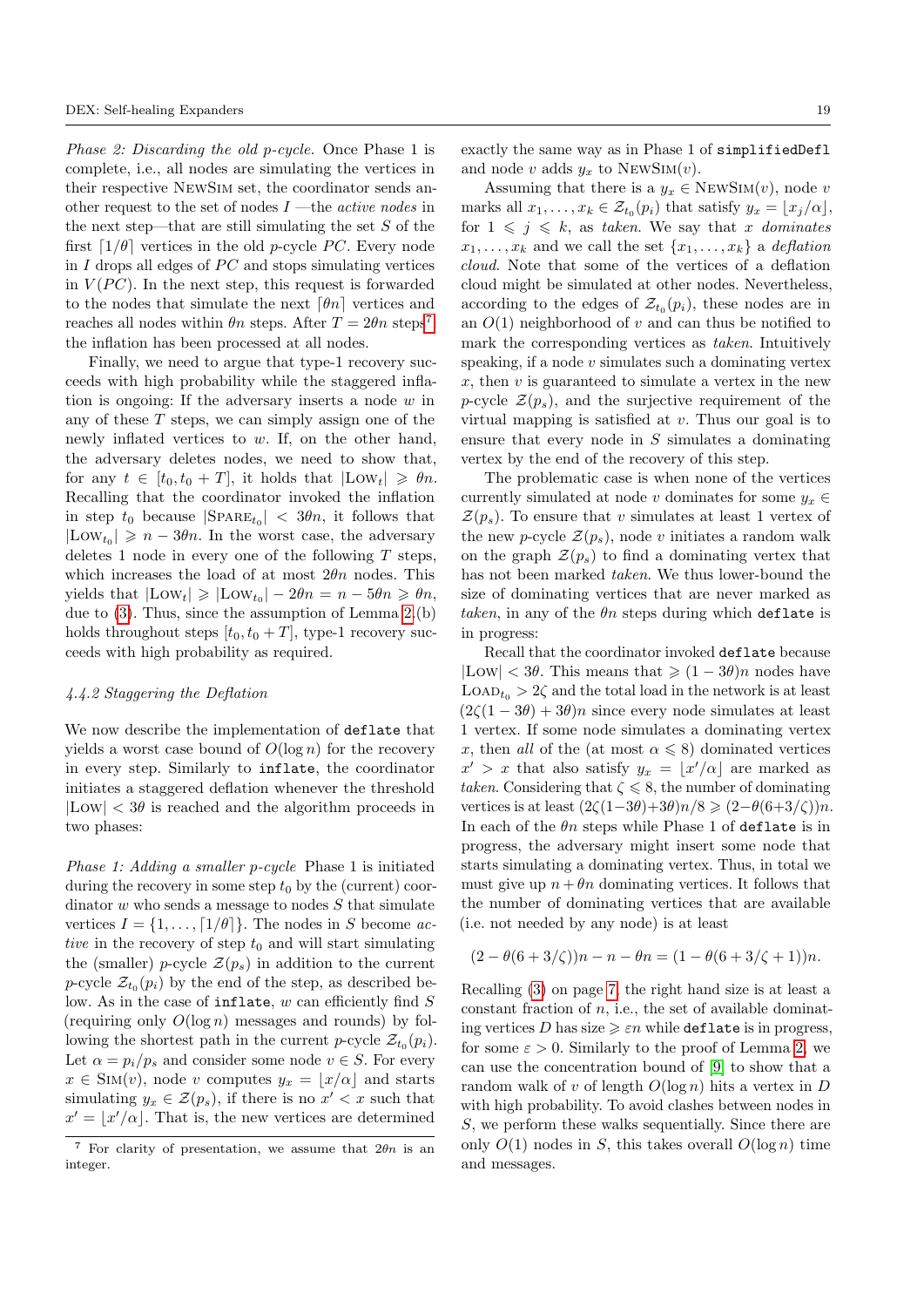*Phase 2: Discarding the old p-cycle.* Once Phase 1 is complete, i.e., all nodes are simulating the vertices in their respective NewSim set, the coordinator sends another request to the set of nodes $I$ —the *active nodes* in the next step—that are still simulating the set $S$ of the first $\lceil 1/\theta \rceil$ vertices in the old $p$-cycle $PC$. Every node in $I$ drops all edges of $PC$ and stops simulating vertices in $V(PC)$. In the next step, this request is forwarded to the nodes that simulate the next $\lceil \theta n \rceil$ vertices and reaches all nodes within $\theta n$ steps. After $T = 2\theta n$ steps[7], the inflation has been processed at all nodes.

Finally, we need to argue that type-1 recovery succeeds with high probability while the staggered inflation is ongoing: If the adversary inserts a node $w$ in any of these $T$ steps, we can simply assign one of the newly inflated vertices to $w$. If, on the other hand, the adversary deletes nodes, we need to show that, for any $t \in [t_0, t_0 + T]$, it holds that $|\text{Low}_t| \geqslant \theta n$. Recalling that the coordinator invoked the inflation in step $t_0$ because $|\text{Spare}_{t_0}| < 3\theta n$, it follows that $|\text{Low}_{t_0}| \geqslant n - 3\theta n$. In the worst case, the adversary deletes 1 node in every one of the following $T$ steps, which increases the load of at most $2\theta n$ nodes. This yields that $|\text{Low}_t| \geqslant |\text{Low}_{t_0}| - 2\theta n = n - 5\theta n \geqslant \theta n$, due to (3). Thus, since the assumption of Lemma 2.(b) holds throughout steps $[t_0, t_0 + T]$, type-1 recovery succeeds with high probability as required.

#### 4.4.2 Staggering the Deflation

We now describe the implementation of `deflate` that yields a worst case bound of $O(\log n)$ for the recovery in every step. Similarly to `inflate`, the coordinator initiates a staggered deflation whenever the threshold $|\text{Low}| < 3\theta$ is reached and the algorithm proceeds in two phases:

*Phase 1: Adding a smaller p-cycle* Phase 1 is initiated during the recovery in some step $t_0$ by the (current) coordinator $w$ who sends a message to nodes $S$ that simulate vertices $I = \{1, \ldots, \lceil 1/\theta \rceil\}$. The nodes in $S$ become *active* in the recovery of step $t_0$ and will start simulating the (smaller) $p$-cycle $\mathcal{Z}(p_s)$ in addition to the current $p$-cycle $\mathcal{Z}_{t_0}(p_i)$ by the end of the step, as described below. As in the case of `inflate`, $w$ can efficiently find $S$ (requiring only $O(\log n)$ messages and rounds) by following the shortest path in the current $p$-cycle $\mathcal{Z}_{t_0}(p_i)$. Let $\alpha = p_i/p_s$ and consider some node $v \in S$. For every $x \in \text{Sim}(v)$, node $v$ computes $y_x = \lfloor x/\alpha \rfloor$ and starts simulating $y_x \in \mathcal{Z}(p_s)$, if there is no $x' < x$ such that $x' = \lfloor x'/\alpha \rfloor$. That is, the new vertices are determined exactly the same way as in Phase 1 of `simplifiedDefl` and node $v$ adds $y_x$ to $\text{NewSim}(v)$.

Assuming that there is a $y_x \in \text{NewSim}(v)$, node $v$ marks all $x_1, \ldots, x_k \in \mathcal{Z}_{t_0}(p_i)$ that satisfy $y_x = \lfloor x_j/\alpha \rfloor$, for $1 \leqslant j \leqslant k$, as *taken*. We say that $x$ *dominates* $x_1, \ldots, x_k$ and we call the set $\{x_1, \ldots, x_k\}$ a *deflation cloud*. Note that some of the vertices of a deflation cloud might be simulated at other nodes. Nevertheless, according to the edges of $\mathcal{Z}_{t_0}(p_i)$, these nodes are in an $O(1)$ neighborhood of $v$ and can thus be notified to mark the corresponding vertices as *taken*. Intuitively speaking, if a node $v$ simulates such a dominating vertex $x$, then $v$ is guaranteed to simulate a vertex in the new $p$-cycle $\mathcal{Z}(p_s)$, and the surjective requirement of the virtual mapping is satisfied at $v$. Thus our goal is to ensure that every node in $S$ simulates a dominating vertex by the end of the recovery of this step.

The problematic case is when none of the vertices currently simulated at node $v$ dominates for some $y_x \in \mathcal{Z}(p_s)$. To ensure that $v$ simulates at least 1 vertex of the new $p$-cycle $\mathcal{Z}(p_s)$, node $v$ initiates a random walk on the graph $\mathcal{Z}(p_s)$ to find a dominating vertex that has not been marked *taken*. We thus lower-bound the size of dominating vertices that are never marked as *taken*, in any of the $\theta n$ steps during which `deflate` is in progress:

Recall that the coordinator invoked `deflate` because $|\text{Low}| < 3\theta$. This means that $\geqslant (1 - 3\theta)n$ nodes have $\text{Load}_{t_0} > 2\zeta$ and the total load in the network is at least $(2\zeta(1 - 3\theta) + 3\theta)n$ since every node simulates at least 1 vertex. If some node simulates a dominating vertex $x$, then *all* of the (at most $\alpha \leqslant 8$) dominated vertices $x' > x$ that also satisfy $y_x = \lfloor x'/\alpha \rfloor$ are marked as *taken*. Considering that $\zeta \leqslant 8$, the number of dominating vertices is at least $(2\zeta(1-3\theta)+3\theta)n/8 \geqslant (2-\theta(6+3/\zeta))n$. In each of the $\theta n$ steps while Phase 1 of `deflate` is in progress, the adversary might insert some node that starts simulating a dominating vertex. Thus, in total we must give up $n + \theta n$ dominating vertices. It follows that the number of dominating vertices that are available (i.e. not needed by any node) is at least

$$(2 - \theta(6 + 3/\zeta))n - n - \theta n = (1 - \theta(6 + 3/\zeta + 1))n.$$

Recalling (3) on page 7, the right hand size is at least a constant fraction of $n$, i.e., the set of available dominating vertices $D$ has size $\geqslant \varepsilon n$ while `deflate` is in progress, for some $\varepsilon > 0$. Similarly to the proof of Lemma 2, we can use the concentration bound of [9] to show that a random walk of $v$ of length $O(\log n)$ hits a vertex in $D$ with high probability. To avoid clashes between nodes in $S$, we perform these walks sequentially. Since there are only $O(1)$ nodes in $S$, this takes overall $O(\log n)$ time and messages.

[7] For clarity of presentation, we assume that $2\theta n$ is an integer.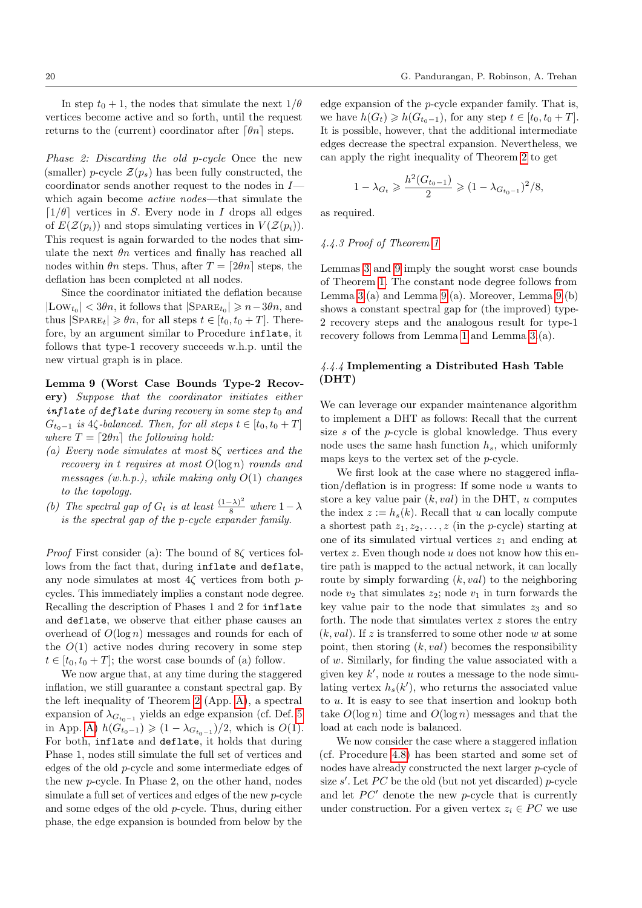In step $t_0 + 1$, the nodes that simulate the next $1/\theta$ vertices become active and so forth, until the request returns to the (current) coordinator after $\lceil \theta n \rceil$ steps.

*Phase 2: Discarding the old p-cycle* Once the new (smaller) $p$-cycle $\mathcal{Z}(p_s)$ has been fully constructed, the coordinator sends another request to the nodes in $I$—which again become *active nodes*—that simulate the $\lceil 1/\theta \rceil$ vertices in $S$. Every node in $I$ drops all edges of $E(\mathcal{Z}(p_i))$ and stops simulating vertices in $V(\mathcal{Z}(p_i))$. This request is again forwarded to the nodes that simulate the next $\theta n$ vertices and finally has reached all nodes within $\theta n$ steps. Thus, after $T = \lceil 2\theta n \rceil$ steps, the deflation has been completed at all nodes.

Since the coordinator initiated the deflation because $|\text{Low}_{t_0}| < 3\theta n$, it follows that $|\text{Spare}_{t_0}| \geqslant n - 3\theta n$, and thus $|\text{Spare}_t| \geqslant \theta n$, for all steps $t \in [t_0, t_0 + T]$. Therefore, by an argument similar to Procedure `inflate`, it follows that type-1 recovery succeeds w.h.p. until the new virtual graph is in place.

**Lemma 9 (Worst Case Bounds Type-2 Recovery)** *Suppose that the coordinator initiates either* ***`inflate`*** *of* ***`deflate`*** *during recovery in some step $t_0$ and $G_{t_0 - 1}$ is $4\zeta$-balanced. Then, for all steps $t \in [t_0, t_0 + T]$ where $T = \lceil 2\theta n \rceil$ the following hold:*

*(a) Every node simulates at most $8\zeta$ vertices and the recovery in $t$ requires at most $O(\log n)$ rounds and messages (w.h.p.), while making only $O(1)$ changes to the topology.*

*(b) The spectral gap of $G_t$ is at least $\frac{(1-\lambda)^2}{8}$ where $1 - \lambda$ is the spectral gap of the p-cycle expander family.*

*Proof* First consider (a): The bound of $8\zeta$ vertices follows from the fact that, during `inflate` and `deflate`, any node simulates at most $4\zeta$ vertices from both $p$-cycles. This immediately implies a constant node degree. Recalling the description of Phases 1 and 2 for `inflate` and `deflate`, we observe that either phase causes an overhead of $O(\log n)$ messages and rounds for each of the $O(1)$ active nodes during recovery in some step $t \in [t_0, t_0 + T]$; the worst case bounds of (a) follow.

We now argue that, at any time during the staggered inflation, we still guarantee a constant spectral gap. By the left inequality of Theorem 2 (App. A), a spectral expansion of $\lambda_{G_{t_0 - 1}}$ yields an edge expansion (cf. Def. 5 in App. A) $h(G_{t_0 - 1}) \geqslant (1 - \lambda_{G_{t_0 - 1}})/2$, which is $O(1)$. For both, `inflate` and `deflate`, it holds that during Phase 1, nodes still simulate the full set of vertices and edges of the old $p$-cycle and some intermediate edges of the new $p$-cycle. In Phase 2, on the other hand, nodes simulate a full set of vertices and edges of the new $p$-cycle and some edges of the old $p$-cycle. Thus, during either phase, the edge expansion is bounded from below by the edge expansion of the $p$-cycle expander family. That is, we have $h(G_t) \geqslant h(G_{t_0 - 1})$, for any step $t \in [t_0, t_0 + T]$. It is possible, however, that the additional intermediate edges decrease the spectral expansion. Nevertheless, we can apply the right inequality of Theorem 2 to get

$$1 - \lambda_{G_t} \geqslant \frac{h^2(G_{t_0 - 1})}{2} \geqslant (1 - \lambda_{G_{t_0 - 1}})^2/8,$$

as required.

#### 4.4.3 Proof of Theorem 1

Lemmas 3 and 9 imply the sought worst case bounds of Theorem 1. The constant node degree follows from Lemma 3(a) and Lemma 9(a). Moreover, Lemma 9(b) shows a constant spectral gap for (the improved) type-2 recovery steps and the analogous result for type-1 recovery follows from Lemma 1 and Lemma 3(a).

#### 4.4.4 **Implementing a Distributed Hash Table (DHT)**

We can leverage our expander maintenance algorithm to implement a DHT as follows: Recall that the current size $s$ of the $p$-cycle is global knowledge. Thus every node uses the same hash function $h_s$, which uniformly maps keys to the vertex set of the $p$-cycle.

We first look at the case where no staggered inflation/deflation is in progress: If some node $u$ wants to store a key value pair $(k, val)$ in the DHT, $u$ computes the index $z := h_s(k)$. Recall that $u$ can locally compute a shortest path $z_1, z_2, \dots, z$ (in the $p$-cycle) starting at one of its simulated virtual vertices $z_1$ and ending at vertex $z$. Even though node $u$ does not know how this entire path is mapped to the actual network, it can locally route by simply forwarding $(k, val)$ to the neighboring node $v_2$ that simulates $z_2$; node $v_1$ in turn forwards the key value pair to the node that simulates $z_3$ and so forth. The node that simulates vertex $z$ stores the entry $(k, val)$. If $z$ is transferred to some other node $w$ at some point, then storing $(k, val)$ becomes the responsibility of $w$. Similarly, for finding the value associated with a given key $k'$, node $u$ routes a message to the node simulating vertex $h_s(k')$, who returns the associated value to $u$. It is easy to see that insertion and lookup both take $O(\log n)$ time and $O(\log n)$ messages and that the load at each node is balanced.

We now consider the case where a staggered inflation (cf. Procedure 4.8) has been started and some set of nodes have already constructed the next larger $p$-cycle of size $s'$. Let $PC$ be the old (but not yet discarded) $p$-cycle and let $PC'$ denote the new $p$-cycle that is currently under construction. For a given vertex $z_i \in PC$ we use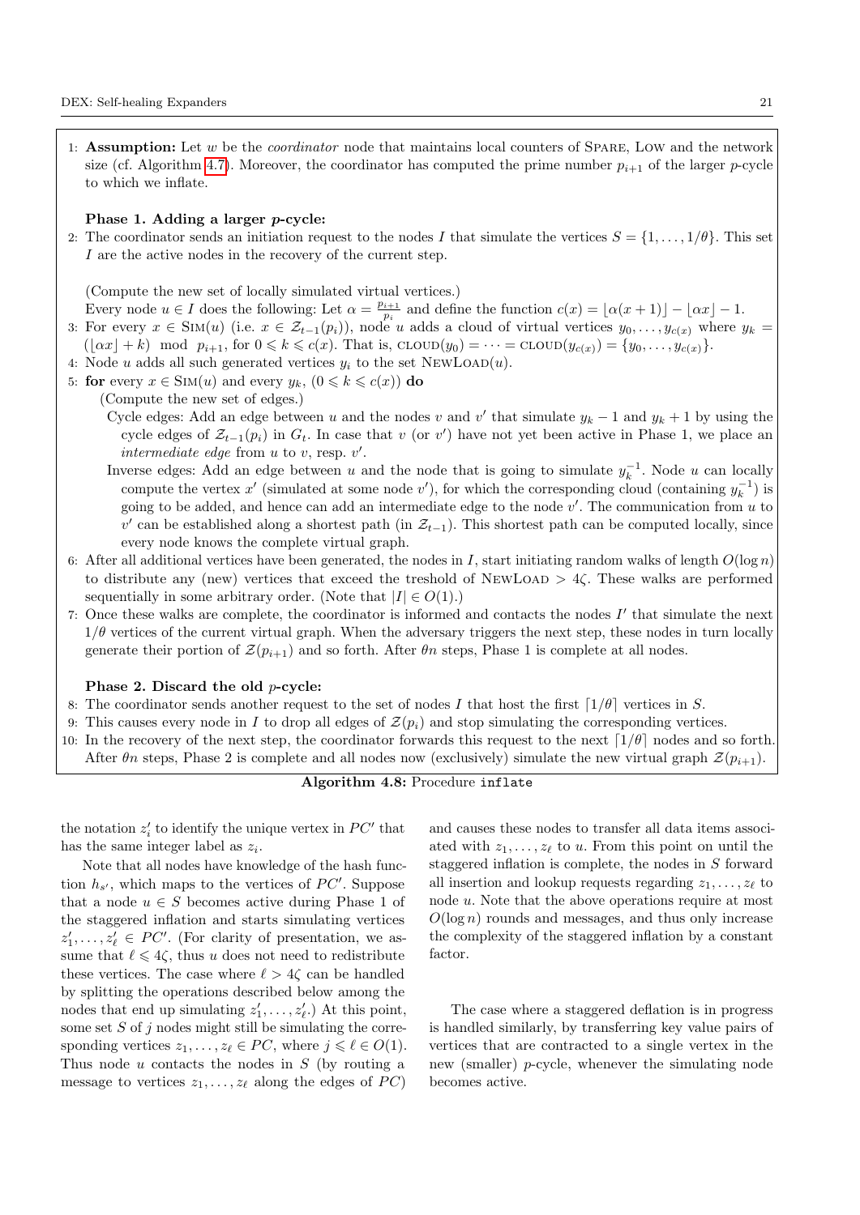1: **Assumption:** Let $w$ be the *coordinator* node that maintains local counters of SPARE, LOW and the network size (cf. Algorithm 4.7). Moreover, the coordinator has computed the prime number $p_{i+1}$ of the larger $p$-cycle to which we inflate.

**Phase 1. Adding a larger $p$-cycle:**

2: The coordinator sends an initiation request to the nodes $I$ that simulate the vertices $S = \{1, \dots, 1/\theta\}$. This set $I$ are the active nodes in the recovery of the current step.

(Compute the new set of locally simulated virtual vertices.)
Every node $u \in I$ does the following: Let $\alpha = \frac{p_{i+1}}{p_i}$ and define the function $c(x) = \lfloor \alpha(x+1) \rfloor - \lfloor \alpha x \rfloor - 1$.

3: For every $x \in \text{SIM}(u)$ (i.e. $x \in \mathcal{Z}_{t-1}(p_i)$), node $u$ adds a cloud of virtual vertices $y_0, \dots, y_{c(x)}$ where $y_k = (\lfloor \alpha x \rfloor + k) \mod p_{i+1}$, for $0 \leqslant k \leqslant c(x)$. That is, $\text{CLOUD}(y_0) = \cdots = \text{CLOUD}(y_{c(x)}) = \{y_0, \dots, y_{c(x)}\}$.

4: Node $u$ adds all such generated vertices $y_i$ to the set NEWLOAD$(u)$.

5: **for** every $x \in \text{SIM}(u)$ and every $y_k$, $(0 \leqslant k \leqslant c(x))$ **do**

(Compute the new set of edges.)

Cycle edges: Add an edge between $u$ and the nodes $v$ and $v'$ that simulate $y_k - 1$ and $y_k + 1$ by using the cycle edges of $\mathcal{Z}_{t-1}(p_i)$ in $G_t$. In case that $v$ (or $v'$) have not yet been active in Phase 1, we place an *intermediate edge* from $u$ to $v$, resp. $v'$.

Inverse edges: Add an edge between $u$ and the node that is going to simulate $y_k^{-1}$. Node $u$ can locally compute the vertex $x'$ (simulated at some node $v'$), for which the corresponding cloud (containing $y_k^{-1}$) is going to be added, and hence can add an intermediate edge to the node $v'$. The communication from $u$ to $v'$ can be established along a shortest path (in $\mathcal{Z}_{t-1}$). This shortest path can be computed locally, since every node knows the complete virtual graph.

6: After all additional vertices have been generated, the nodes in $I$, start initiating random walks of length $O(\log n)$ to distribute any (new) vertices that exceed the treshold of NEWLOAD $> 4\zeta$. These walks are performed sequentially in some arbitrary order. (Note that $|I| \in O(1)$.)

7: Once these walks are complete, the coordinator is informed and contacts the nodes $I'$ that simulate the next $1/\theta$ vertices of the current virtual graph. When the adversary triggers the next step, these nodes in turn locally generate their portion of $\mathcal{Z}(p_{i+1})$ and so forth. After $\theta n$ steps, Phase 1 is complete at all nodes.

**Phase 2. Discard the old $p$-cycle:**

8: The coordinator sends another request to the set of nodes $I$ that host the first $\lceil 1/\theta \rceil$ vertices in $S$.

9: This causes every node in $I$ to drop all edges of $\mathcal{Z}(p_i)$ and stop simulating the corresponding vertices.

10: In the recovery of the next step, the coordinator forwards this request to the next $\lceil 1/\theta \rceil$ nodes and so forth. After $\theta n$ steps, Phase 2 is complete and all nodes now (exclusively) simulate the new virtual graph $\mathcal{Z}(p_{i+1})$.

**Algorithm 4.8:** Procedure `inflate`

the notation $z'_i$ to identify the unique vertex in $PC'$ that has the same integer label as $z_i$.

Note that all nodes have knowledge of the hash function $h_{s'}$, which maps to the vertices of $PC'$. Suppose that a node $u \in S$ becomes active during Phase 1 of the staggered inflation and starts simulating vertices $z'_1, \dots, z'_\ell \in PC'$. (For clarity of presentation, we assume that $\ell \leqslant 4\zeta$, thus $u$ does not need to redistribute these vertices. The case where $\ell > 4\zeta$ can be handled by splitting the operations described below among the nodes that end up simulating $z'_1, \dots, z'_\ell$.) At this point, some set $S$ of $j$ nodes might still be simulating the corresponding vertices $z_1, \dots, z_\ell \in PC$, where $j \leqslant \ell \in O(1)$. Thus node $u$ contacts the nodes in $S$ (by routing a message to vertices $z_1, \dots, z_\ell$ along the edges of $PC$) and causes these nodes to transfer all data items associated with $z_1, \dots, z_\ell$ to $u$. From this point on until the staggered inflation is complete, the nodes in $S$ forward all insertion and lookup requests regarding $z_1, \dots, z_\ell$ to node $u$. Note that the above operations require at most $O(\log n)$ rounds and messages, and thus only increase the complexity of the staggered inflation by a constant factor.

The case where a staggered deflation is in progress is handled similarly, by transferring key value pairs of vertices that are contracted to a single vertex in the new (smaller) $p$-cycle, whenever the simulating node becomes active.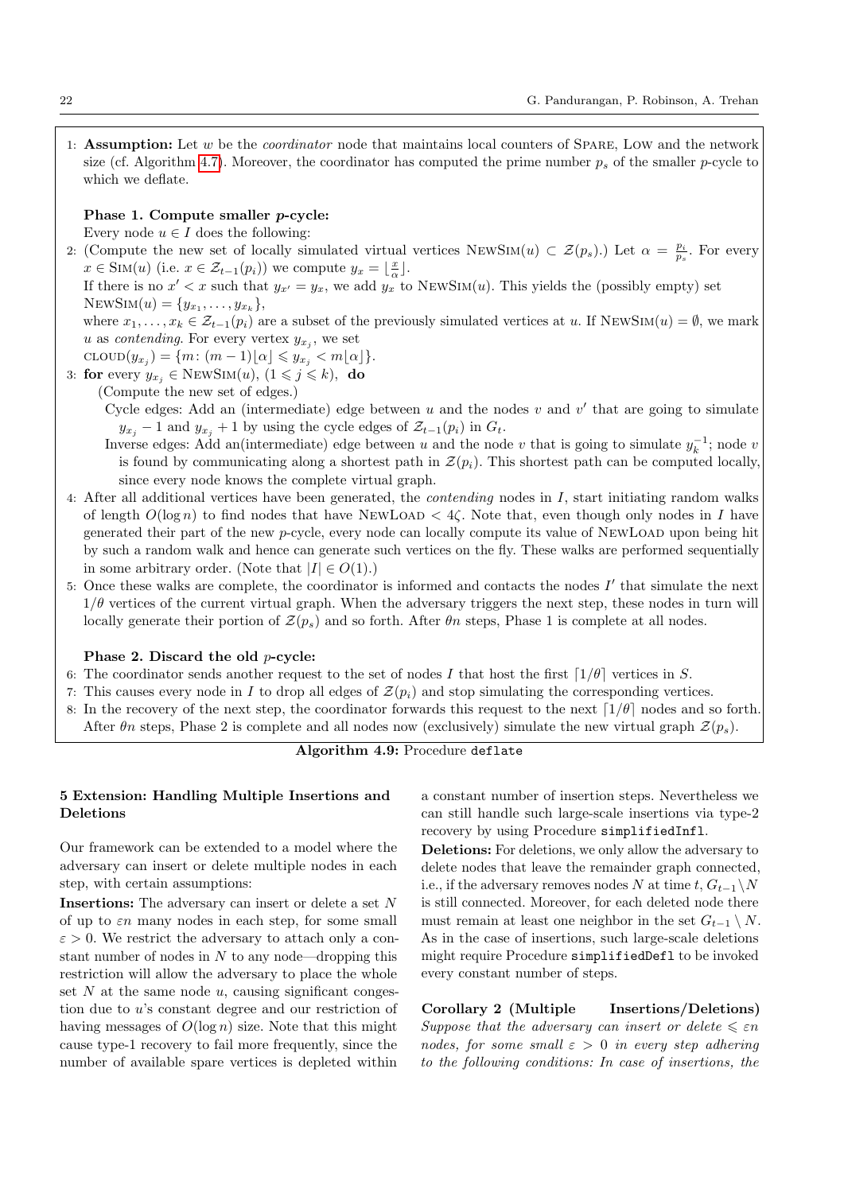1: **Assumption:** Let $w$ be the *coordinator* node that maintains local counters of Spare, Low and the network size (cf. Algorithm 4.7). Moreover, the coordinator has computed the prime number $p_s$ of the smaller $p$-cycle to which we deflate.

**Phase 1. Compute smaller $p$-cycle:**

Every node $u \in I$ does the following:

2: (Compute the new set of locally simulated virtual vertices $\text{NewSim}(u) \subset \mathcal{Z}(p_s)$.) Let $\alpha = \frac{p_i}{p_s}$. For every $x \in \text{Sim}(u)$ (i.e. $x \in \mathcal{Z}_{t-1}(p_i)$) we compute $y_x = \lfloor \frac{x}{\alpha} \rfloor$.
If there is no $x' < x$ such that $y_{x'} = y_x$, we add $y_x$ to $\text{NewSim}(u)$. This yields the (possibly empty) set $\text{NewSim}(u) = \{y_{x_1}, \dots, y_{x_k}\}$,
where $x_1, \dots, x_k \in \mathcal{Z}_{t-1}(p_i)$ are a subset of the previously simulated vertices at $u$. If $\text{NewSim}(u) = \emptyset$, we mark $u$ as *contending*. For every vertex $y_{x_j}$, we set
$\text{cloud}(y_{x_j}) = \{m \colon (m-1)\lfloor \alpha \rfloor \leqslant y_{x_j} < m\lfloor \alpha \rfloor\}$.

3: **for** every $y_{x_j} \in \text{NewSim}(u)$, $(1 \leqslant j \leqslant k)$, **do**
(Compute the new set of edges.)
Cycle edges: Add an (intermediate) edge between $u$ and the nodes $v$ and $v'$ that are going to simulate $y_{x_j} - 1$ and $y_{x_j} + 1$ by using the cycle edges of $\mathcal{Z}_{t-1}(p_i)$ in $G_t$.
Inverse edges: Add an(intermediate) edge between $u$ and the node $v$ that is going to simulate $y_k^{-1}$; node $v$ is found by communicating along a shortest path in $\mathcal{Z}(p_i)$. This shortest path can be computed locally, since every node knows the complete virtual graph.

4: After all additional vertices have been generated, the *contending* nodes in $I$, start initiating random walks of length $O(\log n)$ to find nodes that have $\text{NewLoad} < 4\zeta$. Note that, even though only nodes in $I$ have generated their part of the new $p$-cycle, every node can locally compute its value of NewLoad upon being hit by such a random walk and hence can generate such vertices on the fly. These walks are performed sequentially in some arbitrary order. (Note that $|I| \in O(1)$.)

5: Once these walks are complete, the coordinator is informed and contacts the nodes $I'$ that simulate the next $1/\theta$ vertices of the current virtual graph. When the adversary triggers the next step, these nodes in turn will locally generate their portion of $\mathcal{Z}(p_s)$ and so forth. After $\theta n$ steps, Phase 1 is complete at all nodes.

**Phase 2. Discard the old $p$-cycle:**

6: The coordinator sends another request to the set of nodes $I$ that host the first $\lceil 1/\theta \rceil$ vertices in $S$.

7: This causes every node in $I$ to drop all edges of $\mathcal{Z}(p_i)$ and stop simulating the corresponding vertices.

8: In the recovery of the next step, the coordinator forwards this request to the next $\lceil 1/\theta \rceil$ nodes and so forth. After $\theta n$ steps, Phase 2 is complete and all nodes now (exclusively) simulate the new virtual graph $\mathcal{Z}(p_s)$.

**Algorithm 4.9:** Procedure `deflate`

## 5 Extension: Handling Multiple Insertions and Deletions

Our framework can be extended to a model where the adversary can insert or delete multiple nodes in each step, with certain assumptions:

**Insertions:** The adversary can insert or delete a set $N$ of up to $\varepsilon n$ many nodes in each step, for some small $\varepsilon > 0$. We restrict the adversary to attach only a constant number of nodes in $N$ to any node—dropping this restriction will allow the adversary to place the whole set $N$ at the same node $u$, causing significant congestion due to $u$'s constant degree and our restriction of having messages of $O(\log n)$ size. Note that this might cause type-1 recovery to fail more frequently, since the number of available spare vertices is depleted within a constant number of insertion steps. Nevertheless we can still handle such large-scale insertions via type-2 recovery by using Procedure `simplifiedInfl`.

**Deletions:** For deletions, we only allow the adversary to delete nodes that leave the remainder graph connected, i.e., if the adversary removes nodes $N$ at time $t$, $G_{t-1} \setminus N$ is still connected. Moreover, for each deleted node there must remain at least one neighbor in the set $G_{t-1} \setminus N$. As in the case of insertions, such large-scale deletions might require Procedure `simplifiedDefl` to be invoked every constant number of steps.

**Corollary 2 (Multiple Insertions/Deletions)** *Suppose that the adversary can insert or delete $\leqslant \varepsilon n$ nodes, for some small $\varepsilon > 0$ in every step adhering to the following conditions: In case of insertions, the*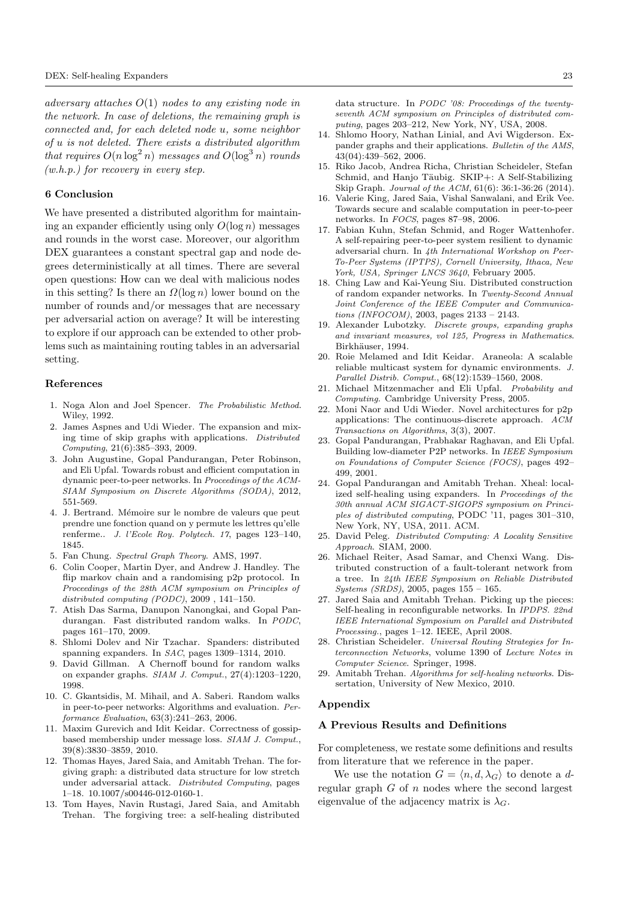*adversary attaches $O(1)$ nodes to any existing node in the network. In case of deletions, the remaining graph is connected and, for each deleted node $u$, some neighbor of $u$ is not deleted. There exists a distributed algorithm that requires $O(n \log^2 n)$ messages and $O(\log^3 n)$ rounds (w.h.p.) for recovery in every step.*

## 6 Conclusion

We have presented a distributed algorithm for maintaining an expander efficiently using only $O(\log n)$ messages and rounds in the worst case. Moreover, our algorithm DEX guarantees a constant spectral gap and node degrees deterministically at all times. There are several open questions: How can we deal with malicious nodes in this setting? Is there an $\Omega(\log n)$ lower bound on the number of rounds and/or messages that are necessary per adversarial action on average? It will be interesting to explore if our approach can be extended to other problems such as maintaining routing tables in an adversarial setting.

## References

1. Noga Alon and Joel Spencer. *The Probabilistic Method.* Wiley, 1992.
2. James Aspnes and Udi Wieder. The expansion and mixing time of skip graphs with applications. *Distributed Computing*, 21(6):385–393, 2009.
3. John Augustine, Gopal Pandurangan, Peter Robinson, and Eli Upfal. Towards robust and efficient computation in dynamic peer-to-peer networks. In *Proceedings of the ACM-SIAM Symposium on Discrete Algorithms (SODA)*, 2012, 551-569.
4. J. Bertrand. Mémoire sur le nombre de valeurs que peut prendre une fonction quand on y permute les lettres qu'elle renferme.. *J. l'Ecole Roy. Polytech. 17*, pages 123–140, 1845.
5. Fan Chung. *Spectral Graph Theory.* AMS, 1997.
6. Colin Cooper, Martin Dyer, and Andrew J. Handley. The flip markov chain and a randomising p2p protocol. In *Proceedings of the 28th ACM symposium on Principles of distributed computing (PODC)*, 2009 , 141–150.
7. Atish Das Sarma, Danupon Nanongkai, and Gopal Pandurangan. Fast distributed random walks. In *PODC*, pages 161–170, 2009.
8. Shlomi Dolev and Nir Tzachar. Spanders: distributed spanning expanders. In *SAC*, pages 1309–1314, 2010.
9. David Gillman. A Chernoff bound for random walks on expander graphs. *SIAM J. Comput.*, 27(4):1203–1220, 1998.
10. C. Gkantsidis, M. Mihail, and A. Saberi. Random walks in peer-to-peer networks: Algorithms and evaluation. *Performance Evaluation*, 63(3):241–263, 2006.
11. Maxim Gurevich and Idit Keidar. Correctness of gossip-based membership under message loss. *SIAM J. Comput.*, 39(8):3830–3859, 2010.
12. Thomas Hayes, Jared Saia, and Amitabh Trehan. The forgiving graph: a distributed data structure for low stretch under adversarial attack. *Distributed Computing*, pages 1–18. 10.1007/s00446-012-0160-1.
13. Tom Hayes, Navin Rustagi, Jared Saia, and Amitabh Trehan. The forgiving tree: a self-healing distributed data structure. In *PODC '08: Proceedings of the twenty-seventh ACM symposium on Principles of distributed computing*, pages 203–212, New York, NY, USA, 2008.
14. Shlomo Hoory, Nathan Linial, and Avi Wigderson. Expander graphs and their applications. *Bulletin of the AMS*, 43(04):439–562, 2006.
15. Riko Jacob, Andrea Richa, Christian Scheideler, Stefan Schmid, and Hanjo Täubig. SKIP+: A Self-Stabilizing Skip Graph. *Journal of the ACM*, 61(6): 36:1-36:26 (2014).
16. Valerie King, Jared Saia, Vishal Sanwalani, and Erik Vee. Towards secure and scalable computation in peer-to-peer networks. In *FOCS*, pages 87–98, 2006.
17. Fabian Kuhn, Stefan Schmid, and Roger Wattenhofer. A self-repairing peer-to-peer system resilient to dynamic adversarial churn. In *4th International Workshop on Peer-To-Peer Systems (IPTPS), Cornell University, Ithaca, New York, USA, Springer LNCS 3640*, February 2005.
18. Ching Law and Kai-Yeung Siu. Distributed construction of random expander networks. In *Twenty-Second Annual Joint Conference of the IEEE Computer and Communications (INFOCOM)*, 2003, pages 2133 – 2143.
19. Alexander Lubotzky. *Discrete groups, expanding graphs and invariant measures, vol 125, Progress in Mathematics*. Birkhäuser, 1994.
20. Roie Melamed and Idit Keidar. Araneola: A scalable reliable multicast system for dynamic environments. *J. Parallel Distrib. Comput.*, 68(12):1539–1560, 2008.
21. Michael Mitzenmacher and Eli Upfal. *Probability and Computing.* Cambridge University Press, 2005.
22. Moni Naor and Udi Wieder. Novel architectures for p2p applications: The continuous-discrete approach. *ACM Transactions on Algorithms*, 3(3), 2007.
23. Gopal Pandurangan, Prabhakar Raghavan, and Eli Upfal. Building low-diameter P2P networks. In *IEEE Symposium on Foundations of Computer Science (FOCS)*, pages 492–499, 2001.
24. Gopal Pandurangan and Amitabh Trehan. Xheal: localized self-healing using expanders. In *Proceedings of the 30th annual ACM SIGACT-SIGOPS symposium on Principles of distributed computing*, PODC '11, pages 301–310, New York, NY, USA, 2011. ACM.
25. David Peleg. *Distributed Computing: A Locality Sensitive Approach.* SIAM, 2000.
26. Michael Reiter, Asad Samar, and Chenxi Wang. Distributed construction of a fault-tolerant network from a tree. In *24th IEEE Symposium on Reliable Distributed Systems (SRDS)*, 2005, pages 155 – 165.
27. Jared Saia and Amitabh Trehan. Picking up the pieces: Self-healing in reconfigurable networks. In *IPDPS. 22nd IEEE International Symposium on Parallel and Distributed Processing.*, pages 1–12. IEEE, April 2008.
28. Christian Scheideler. *Universal Routing Strategies for Interconnection Networks*, volume 1390 of *Lecture Notes in Computer Science*. Springer, 1998.
29. Amitabh Trehan. *Algorithms for self-healing networks.* Dissertation, University of New Mexico, 2010.

## Appendix

## A Previous Results and Definitions

For completeness, we restate some definitions and results from literature that we reference in the paper.

We use the notation $G = \langle n, d, \lambda_G \rangle$ to denote a $d$-regular graph $G$ of $n$ nodes where the second largest eigenvalue of the adjacency matrix is $\lambda_G$.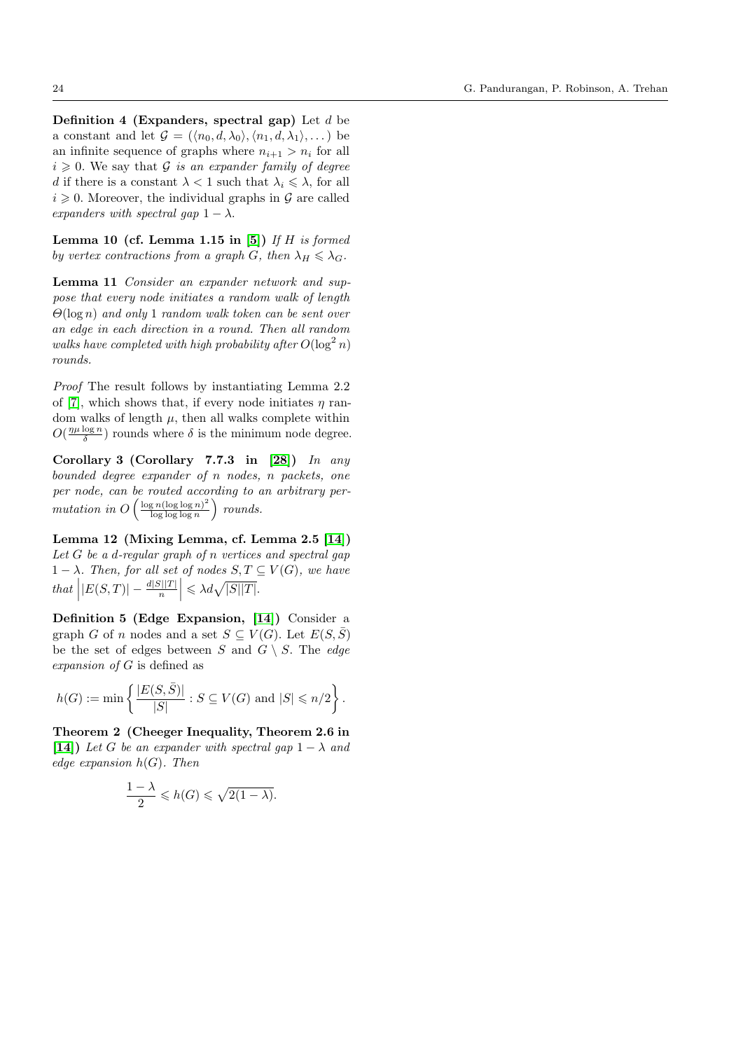**Definition 4 (Expanders, spectral gap)** Let $d$ be a constant and let $\mathcal{G} = (\langle n_0, d, \lambda_0 \rangle, \langle n_1, d, \lambda_1 \rangle, \dots)$ be an infinite sequence of graphs where $n_{i+1} > n_i$ for all $i \geqslant 0$. We say that $\mathcal{G}$ *is an expander family of degree* $d$ if there is a constant $\lambda < 1$ such that $\lambda_i \leqslant \lambda$, for all $i \geqslant 0$. Moreover, the individual graphs in $\mathcal{G}$ are called *expanders with spectral gap* $1 - \lambda$.

**Lemma 10 (cf. Lemma 1.15 in [5])** *If $H$ is formed by vertex contractions from a graph $G$, then $\lambda_H \leqslant \lambda_G$.*

**Lemma 11** *Consider an expander network and suppose that every node initiates a random walk of length $\Theta(\log n)$ and only 1 random walk token can be sent over an edge in each direction in a round. Then all random walks have completed with high probability after $O(\log^2 n)$ rounds.*

*Proof* The result follows by instantiating Lemma 2.2 of [7], which shows that, if every node initiates $\eta$ random walks of length $\mu$, then all walks complete within $O(\frac{\eta\mu \log n}{\delta})$ rounds where $\delta$ is the minimum node degree.

**Corollary 3 (Corollary 7.7.3 in [28])** *In any bounded degree expander of $n$ nodes, $n$ packets, one per node, can be routed according to an arbitrary permutation in $O\left(\frac{\log n (\log\log n)^2}{\log\log\log n}\right)$ rounds.*

**Lemma 12 (Mixing Lemma, cf. Lemma 2.5 [14])** *Let $G$ be a $d$-regular graph of $n$ vertices and spectral gap $1 - \lambda$. Then, for all set of nodes $S, T \subseteq V(G)$, we have that $\left| |E(S,T)| - \frac{d|S||T|}{n} \right| \leqslant \lambda d \sqrt{|S||T|}$.*

**Definition 5 (Edge Expansion, [14])** Consider a graph $G$ of $n$ nodes and a set $S \subseteq V(G)$. Let $E(S, \bar{S})$ be the set of edges between $S$ and $G \setminus S$. The *edge expansion of* $G$ is defined as

$$h(G) := \min \left\{ \frac{|E(S, \bar{S})|}{|S|} : S \subseteq V(G) \text{ and } |S| \leqslant n/2 \right\}.$$

**Theorem 2 (Cheeger Inequality, Theorem 2.6 in [14])** *Let $G$ be an expander with spectral gap $1 - \lambda$ and edge expansion $h(G)$. Then*

$$\frac{1-\lambda}{2} \leqslant h(G) \leqslant \sqrt{2(1-\lambda)}.$$